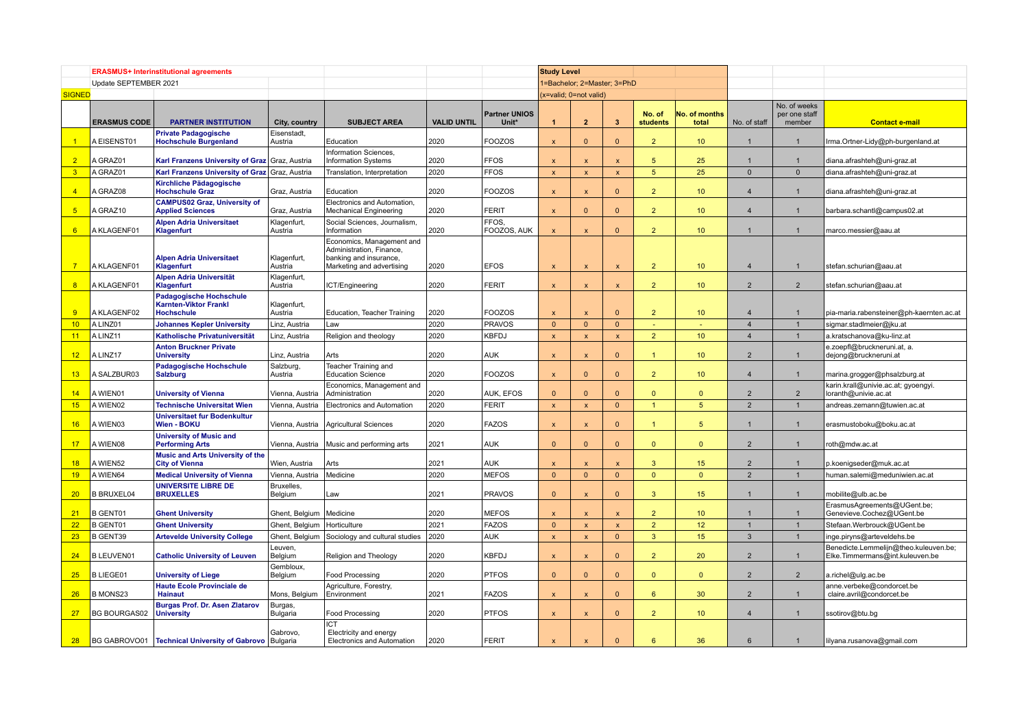**ERASMUS+ Interinstitutional agreements**

Update SEPTEMBER 2021

**SIGNED**

| | | | | | | | Study Level | | | | | | | |
|---|---|---|---|---|---|---|---|---|---|---|---|---|---|---|
| | | | | | | | 1=Bachelor; 2=Master; 3=PhD | | | | | | | |
| | | | | | | | (x=valid; 0=not valid) | | | | | | | |
| | **ERASMUS CODE** | **PARTNER INSTITUTION** | **City, country** | **SUBJECT AREA** | **VALID UNTIL** | **Partner UNIOS Unit*** | **1** | **2** | **3** | **No. of students** | **No. of months total** | No. of staff | No. of weeks per one staff member | **Contact e-mail** |
| 1 | A EISENST01 | **Private Padagogische Hochschule Burgenland** | Eisenstadt, Austria | Education | 2020 | FOOZOS | x | 0 | 0 | 2 | 10 | 1 | 1 | Irma.Ortner-Lidy@ph-burgenland.at |
| 2 | A GRAZ01 | **Karl Franzens University of Graz** | Graz, Austria | Information Sciences, Information Systems | 2020 | FFOS | x | x | x | 5 | 25 | 1 | 1 | diana.afrashteh@uni-graz.at |
| 3 | A GRAZ01 | **Karl Franzens University of Graz** | Graz, Austria | Translation, Interpretation | 2020 | FFOS | x | x | x | 5 | 25 | 0 | 0 | diana.afrashteh@uni-graz.at |
| 4 | A GRAZ08 | **Kirchliche Pädagogische Hochschule Graz** | Graz, Austria | Education | 2020 | FOOZOS | x | x | 0 | 2 | 10 | 4 | 1 | diana.afrashteh@uni-graz.at |
| 5 | A GRAZ10 | **CAMPUS02 Graz, University of Applied Sciences** | Graz, Austria | Electronics and Automation, Mechanical Engineering | 2020 | FERIT | x | 0 | 0 | 2 | 10 | 4 | 1 | barbara.schantl@campus02.at |
| 6 | A KLAGENF01 | **Alpen Adria Universitaet Klagenfurt** | Klagenfurt, Austria | Social Sciences, Journalism, Information | 2020 | FFOS, FOOZOS, AUK | x | x | 0 | 2 | 10 | 1 | 1 | marco.messier@aau.at |
| 7 | A KLAGENF01 | **Alpen Adria Universitaet Klagenfurt** | Klagenfurt, Austria | Economics, Management and Administration, Finance, banking and insurance, Marketing and advertising | 2020 | EFOS | x | x | x | 2 | 10 | 4 | 1 | stefan.schurian@aau.at |
| 8 | A KLAGENF01 | **Alpen Adria Universität Klagenfurt** | Klagenfurt, Austria | ICT/Engineering | 2020 | FERIT | x | x | x | 2 | 10 | 2 | 2 | stefan.schurian@aau.at |
| 9 | A KLAGENF02 | **Padagogische Hochschule Karnten-Viktor Frankl Hochschule** | Klagenfurt, Austria | Education, Teacher Training | 2020 | FOOZOS | x | x | 0 | 2 | 10 | 4 | 1 | pia-maria.rabensteiner@ph-kaernten.ac.at |
| 10 | A LINZ01 | **Johannes Kepler University** | Linz, Austria | Law | 2020 | PRAVOS | 0 | 0 | 0 | - | - | 4 | 1 | sigmar.stadlmeier@jku.at |
| 11 | A LINZ11 | **Katholische Privatuniversität** | Linz, Austria | Religion and theology | 2020 | KBFDJ | x | x | x | 2 | 10 | 4 | 1 | a.kratschanova@ku-linz.at |
| 12 | A LINZ17 | **Anton Bruckner Private University** | Linz, Austria | Arts | 2020 | AUK | x | x | 0 | 1 | 10 | 2 | 1 | e.zoepfl@bruckneruni.at, a. dejong@bruckneruni.at |
| 13 | A SALZBUR03 | **Padagogische Hochschule Salzburg** | Salzburg, Austria | Teacher Training and Education Science | 2020 | FOOZOS | x | 0 | 0 | 2 | 10 | 4 | 1 | marina.grogger@phsalzburg.at |
| 14 | A WIEN01 | **University of Vienna** | Vienna, Austria | Economics, Management and Administration | 2020 | AUK, EFOS | 0 | 0 | 0 | 0 | 0 | 2 | 2 | karin.krall@univie.ac.at; gyoengyi. loranth@univie.ac.at |
| 15 | A WIEN02 | **Technische Universitat Wien** | Vienna, Austria | Electronics and Automation | 2020 | FERIT | x | x | 0 | 1 | 5 | 2 | 1 | andreas.zemann@tuwien.ac.at |
| 16 | A WIEN03 | **Universitaet fur Bodenkultur Wien - BOKU** | Vienna, Austria | Agricultural Sciences | 2020 | FAZOS | x | x | 0 | 1 | 5 | 1 | 1 | erasmustoboku@boku.ac.at |
| 17 | A WIEN08 | **University of Music and Performing Arts** | Vienna, Austria | Music and performing arts | 2021 | AUK | 0 | 0 | 0 | 0 | 0 | 2 | 1 | roth@mdw.ac.at |
| 18 | A WIEN52 | **Music and Arts University of the City of Vienna** | Wien, Austria | Arts | 2021 | AUK | x | x | x | 3 | 15 | 2 | 1 | p.koenigseder@muk.ac.at |
| 19 | A WIEN64 | **Medical University of Vienna** | Vienna, Austria | Medicine | 2020 | MEFOS | 0 | 0 | 0 | 0 | 0 | 2 | 1 | human.salemi@meduniwien.ac.at |
| 20 | B BRUXEL04 | **UNIVERSITE LIBRE DE BRUXELLES** | Bruxelles, Belgium | Law | 2021 | PRAVOS | 0 | x | 0 | 3 | 15 | 1 | 1 | mobilite@ulb.ac.be |
| 21 | B GENT01 | **Ghent University** | Ghent, Belgium | Medicine | 2020 | MEFOS | x | x | x | 2 | 10 | 1 | 1 | ErasmusAgreements@UGent.be; Genevieve.Cochez@UGent.be |
| 22 | B GENT01 | **Ghent University** | Ghent, Belgium | Horticulture | 2021 | FAZOS | 0 | x | x | 2 | 12 | 1 | 1 | Stefaan.Werbrouck@UGent.be |
| 23 | B GENT39 | **Artevelde University College** | Ghent, Belgium | Sociology and cultural studies | 2020 | AUK | x | x | 0 | 3 | 15 | 3 | 1 | inge.piryns@arteveldehs.be |
| 24 | B LEUVEN01 | **Catholic University of Leuven** | Leuven, Belgium | Religion and Theology | 2020 | KBFDJ | x | x | 0 | 2 | 20 | 2 | 1 | Benedicte.Lemmelijn@theo.kuleuven.be; Elke.Timmermans@int.kuleuven.be |
| 25 | B LIEGE01 | **University of Liege** | Gembloux, Belgium | Food Processing | 2020 | PTFOS | 0 | 0 | 0 | 0 | 0 | 2 | 2 | a.richel@ulg.ac.be |
| 26 | B MONS23 | **Haute Ecole Provinciale de Hainaut** | Mons, Belgium | Agriculture, Forestry, Environment | 2021 | FAZOS | x | x | 0 | 6 | 30 | 2 | 1 | anne.verbeke@condorcet.be claire.avril@condorcet.be |
| 27 | BG BOURGAS02 | **Burgas Prof. Dr. Asen Zlatarov University** | Burgas, Bulgaria | Food Processing | 2020 | PTFOS | x | x | 0 | 2 | 10 | 4 | 1 | ssotirov@btu.bg |
| 28 | BG GABROVO01 | **Technical University of Gabrovo** | Gabrovo, Bulgaria | ICT Electricity and energy Electronics and Automation | 2020 | FERIT | x | x | 0 | 6 | 36 | 6 | 1 | lilyana.rusanova@gmail.com |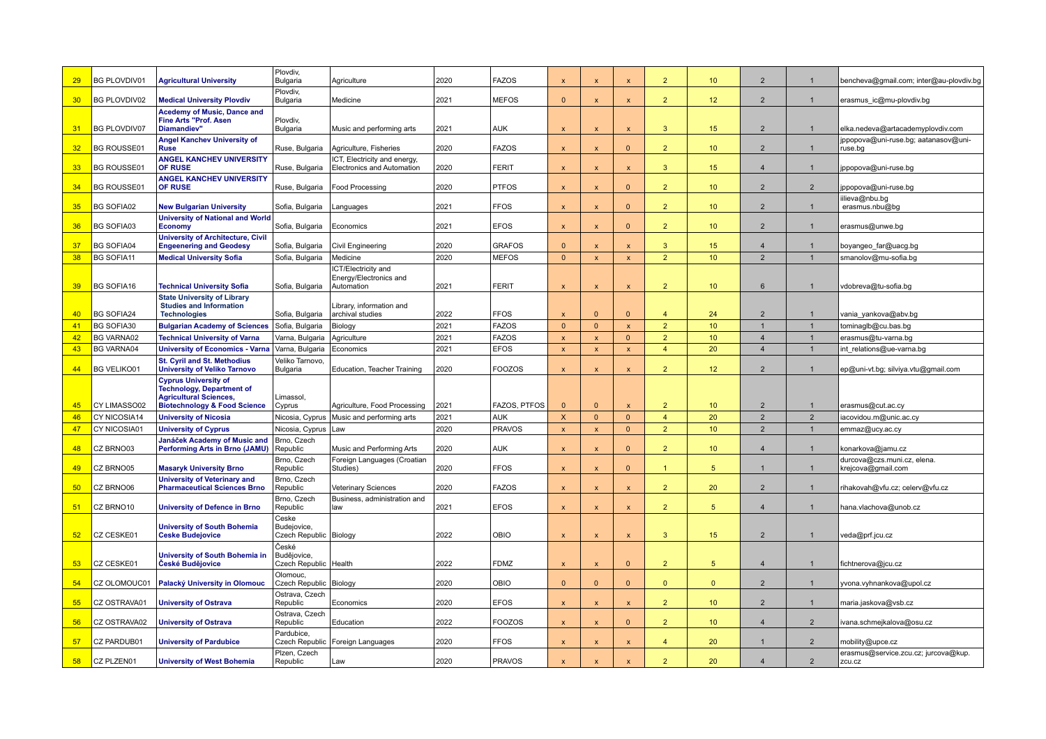| 29 | BG PLOVDIV01 | Agricultural University | Plovdiv, Bulgaria | Agriculture | 2020 | FAZOS | x | x | x | 2 | 10 | 2 | 1 | bencheva@gmail.com; inter@au-plovdiv.bg |
|---|---|---|---|---|---|---|---|---|---|---|---|---|---|---|
| 30 | BG PLOVDIV02 | Medical University Plovdiv | Plovdiv, Bulgaria | Medicine | 2021 | MEFOS | 0 | x | x | 2 | 12 | 2 | 1 | erasmus_ic@mu-plovdiv.bg |
| 31 | BG PLOVDIV07 | Acedemy of Music, Dance and Fine Arts "Prof. Asen Diamandiev" | Plovdiv, Bulgaria | Music and performing arts | 2021 | AUK | x | x | x | 3 | 15 | 2 | 1 | elka.nedeva@artacademyplovdiv.com |
| 32 | BG ROUSSE01 | Angel Kanchev University of Ruse | Ruse, Bulgaria | Agriculture, Fisheries | 2020 | FAZOS | x | x | 0 | 2 | 10 | 2 | 1 | jppopova@uni-ruse.bg; aatanasov@uni-ruse.bg |
| 33 | BG ROUSSE01 | ANGEL KANCHEV UNIVERSITY OF RUSE | Ruse, Bulgaria | ICT, Electricity and energy, Electronics and Automation | 2020 | FERIT | x | x | x | 3 | 15 | 4 | 1 | jppopova@uni-ruse.bg |
| 34 | BG ROUSSE01 | ANGEL KANCHEV UNIVERSITY OF RUSE | Ruse, Bulgaria | Food Processing | 2020 | PTFOS | x | x | 0 | 2 | 10 | 2 | 2 | jppopova@uni-ruse.bg |
| 35 | BG SOFIA02 | New Bulgarian University | Sofia, Bulgaria | Languages | 2021 | FFOS | x | x | 0 | 2 | 10 | 2 | 1 | iilieva@nbu.bg erasmus.nbu@bg |
| 36 | BG SOFIA03 | University of National and World Economy | Sofia, Bulgaria | Economics | 2021 | EFOS | x | x | 0 | 2 | 10 | 2 | 1 | erasmus@unwe.bg |
| 37 | BG SOFIA04 | University of Architecture, Civil Engeenering and Geodesy | Sofia, Bulgaria | Civil Engineering | 2020 | GRAFOS | 0 | x | x | 3 | 15 | 4 | 1 | boyangeo_far@uacg.bg |
| 38 | BG SOFIA11 | Medical University Sofia | Sofia, Bulgaria | Medicine | 2020 | MEFOS | 0 | x | x | 2 | 10 | 2 | 1 | smanolov@mu-sofia.bg |
| 39 | BG SOFIA16 | Technical University Sofia | Sofia, Bulgaria | ICT/Electricity and Energy/Electronics and Automation | 2021 | FERIT | x | x | x | 2 | 10 | 6 | 1 | vdobreva@tu-sofia.bg |
| 40 | BG SOFIA24 | State University of Library Studies and Information Technologies | Sofia, Bulgaria | Library, information and archival studies | 2022 | FFOS | x | 0 | 0 | 4 | 24 | 2 | 1 | vania_yankova@abv.bg |
| 41 | BG SOFIA30 | Bulgarian Academy of Sciences | Sofia, Bulgaria | Biology | 2021 | FAZOS | 0 | 0 | x | 2 | 10 | 1 | 1 | tominaglb@cu.bas.bg |
| 42 | BG VARNA02 | Technical University of Varna | Varna, Bulgaria | Agriculture | 2021 | FAZOS | x | x | 0 | 2 | 10 | 4 | 1 | erasmus@tu-varna.bg |
| 43 | BG VARNA04 | University of Economics - Varna | Varna, Bulgaria | Economics | 2021 | EFOS | x | x | x | 4 | 20 | 4 | 1 | int_relations@ue-varna.bg |
| 44 | BG VELIKO01 | St. Cyril and St. Methodius University of Veliko Tarnovo | Veliko Tarnovo, Bulgaria | Education, Teacher Training | 2020 | FOOZOS | x | x | x | 2 | 12 | 2 | 1 | ep@uni-vt.bg; silviya.vtu@gmail.com |
| 45 | CY LIMASSO02 | Cyprus University of Technology, Department of Agricultural Sciences, Biotechnology & Food Science | Limassol, Cyprus | Agriculture, Food Processing | 2021 | FAZOS, PTFOS | 0 | 0 | x | 2 | 10 | 2 | 1 | erasmus@cut.ac.cy |
| 46 | CY NICOSIA14 | University of Nicosia | Nicosia, Cyprus | Music and performing arts | 2021 | AUK | X | 0 | 0 | 4 | 20 | 2 | 2 | iacovidou.m@unic.ac.cy |
| 47 | CY NICOSIA01 | University of Cyprus | Nicosia, Cyprus | Law | 2020 | PRAVOS | x | x | 0 | 2 | 10 | 2 | 1 | emmaz@ucy.ac.cy |
| 48 | CZ BRNO03 | Janáček Academy of Music and Performing Arts in Brno (JAMU) | Brno, Czech Republic | Music and Performing Arts | 2020 | AUK | x | x | 0 | 2 | 10 | 4 | 1 | konarkova@jamu.cz |
| 49 | CZ BRNO05 | Masaryk University Brno | Brno, Czech Republic | Foreign Languages (Croatian Studies) | 2020 | FFOS | x | x | 0 | 1 | 5 | 1 | 1 | durcova@czs.muni.cz, elena.krejcova@gmail.com |
| 50 | CZ BRNO06 | University of Veterinary and Pharmaceutical Sciences Brno | Brno, Czech Republic | Veterinary Sciences | 2020 | FAZOS | x | x | x | 2 | 20 | 2 | 1 | rihakovah@vfu.cz; celerv@vfu.cz |
| 51 | CZ BRNO10 | University of Defence in Brno | Brno, Czech Republic | Business, administration and law | 2021 | EFOS | x | x | x | 2 | 5 | 4 | 1 | hana.vlachova@unob.cz |
| 52 | CZ CESKE01 | University of South Bohemia Ceske Budejovice | Ceske Budejovice, Czech Republic | Biology | 2022 | OBIO | x | x | x | 3 | 15 | 2 | 1 | veda@prf.jcu.cz |
| 53 | CZ CESKE01 | University of South Bohemia in České Budějovice | České Budějovice, Czech Republic | Health | 2022 | FDMZ | x | x | 0 | 2 | 5 | 4 | 1 | fichtnerova@jcu.cz |
| 54 | CZ OLOMOUC01 | Palacký University in Olomouc | Olomouc, Czech Republic | Biology | 2020 | OBIO | 0 | 0 | 0 | 0 | 0 | 2 | 1 | yvona.vyhnankova@upol.cz |
| 55 | CZ OSTRAVA01 | University of Ostrava | Ostrava, Czech Republic | Economics | 2020 | EFOS | x | x | x | 2 | 10 | 2 | 1 | maria.jaskova@vsb.cz |
| 56 | CZ OSTRAVA02 | University of Ostrava | Ostrava, Czech Republic | Education | 2022 | FOOZOS | x | x | 0 | 2 | 10 | 4 | 2 | ivana.schmejkalova@osu.cz |
| 57 | CZ PARDUB01 | University of Pardubice | Pardubice, Czech Republic | Foreign Languages | 2020 | FFOS | x | x | x | 4 | 20 | 1 | 2 | mobility@upce.cz |
| 58 | CZ PLZEN01 | University of West Bohemia | Plzen, Czech Republic | Law | 2020 | PRAVOS | x | x | x | 2 | 20 | 4 | 2 | erasmus@service.zcu.cz; jurcova@kup.zcu.cz |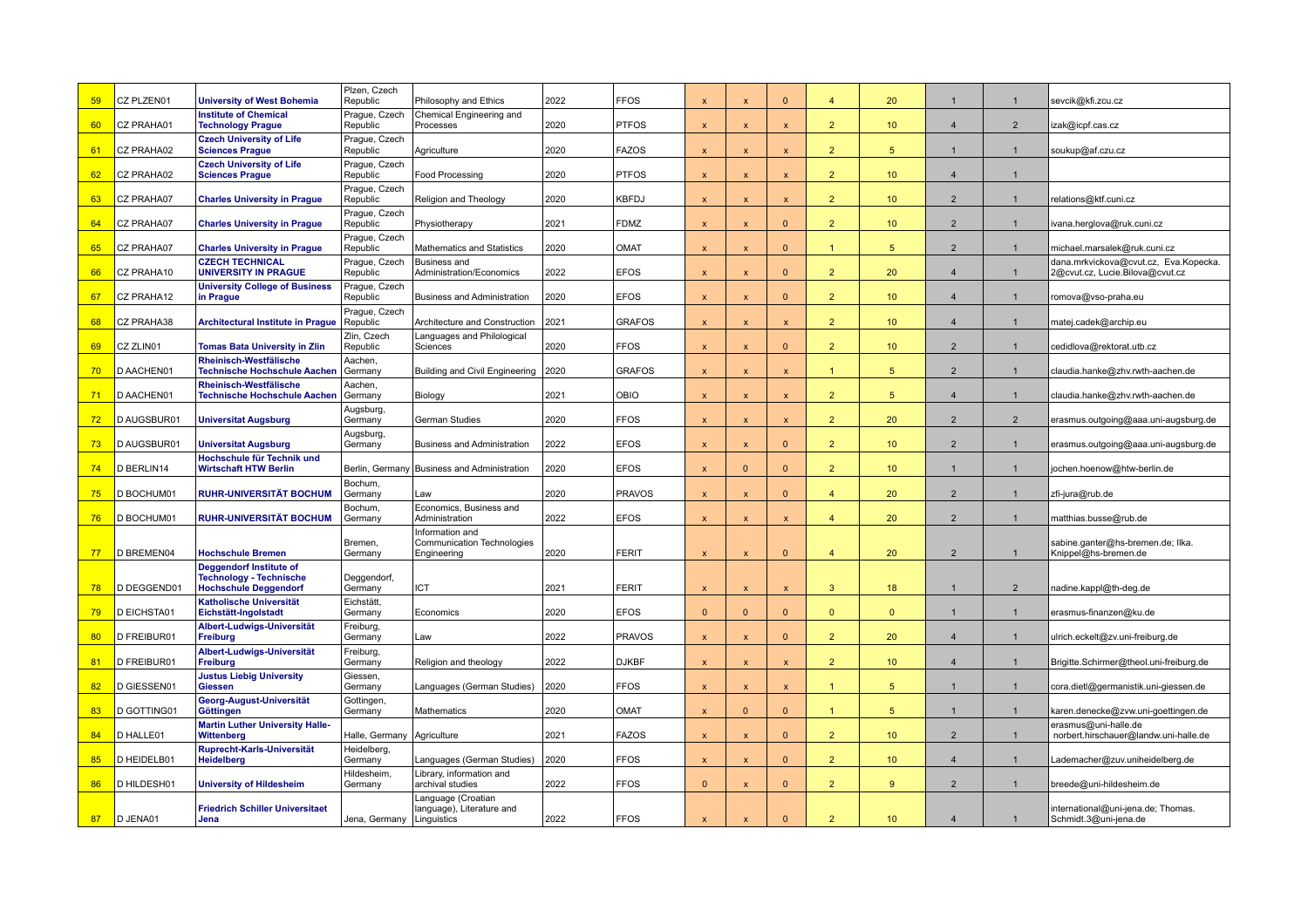| | | | | | | | | | | | | | | |
|---|---|---|---|---|---|---|---|---|---|---|---|---|---|---|
| 59 | CZ PLZEN01 | **University of West Bohemia** | Plzen, Czech Republic | Philosophy and Ethics | 2022 | FFOS | x | x | 0 | 4 | 20 | 1 | 1 | sevcik@kfi.zcu.cz |
| 60 | CZ PRAHA01 | **Institute of Chemical Technology Prague** | Prague, Czech Republic | Chemical Engineering and Processes | 2020 | PTFOS | x | x | x | 2 | 10 | 4 | 2 | izak@icpf.cas.cz |
| 61 | CZ PRAHA02 | **Czech University of Life Sciences Prague** | Prague, Czech Republic | Agriculture | 2020 | FAZOS | x | x | x | 2 | 5 | 1 | 1 | soukup@af.czu.cz |
| 62 | CZ PRAHA02 | **Czech University of Life Sciences Prague** | Prague, Czech Republic | Food Processing | 2020 | PTFOS | x | x | x | 2 | 10 | 4 | 1 | |
| 63 | CZ PRAHA07 | **Charles University in Prague** | Prague, Czech Republic | Religion and Theology | 2020 | KBFDJ | x | x | x | 2 | 10 | 2 | 1 | relations@ktf.cuni.cz |
| 64 | CZ PRAHA07 | **Charles University in Prague** | Prague, Czech Republic | Physiotherapy | 2021 | FDMZ | x | x | 0 | 2 | 10 | 2 | 1 | ivana.herglova@ruk.cuni.cz |
| 65 | CZ PRAHA07 | **Charles University in Prague** | Prague, Czech Republic | Mathematics and Statistics | 2020 | OMAT | x | x | 0 | 1 | 5 | 2 | 1 | michael.marsalek@ruk.cuni.cz |
| 66 | CZ PRAHA10 | **CZECH TECHNICAL UNIVERSITY IN PRAGUE** | Prague, Czech Republic | Business and Administration/Economics | 2022 | EFOS | x | x | 0 | 2 | 20 | 4 | 1 | dana.mrkvickova@cvut.cz, Eva.Kopecka.2@cvut.cz, Lucie.Bilova@cvut.cz |
| 67 | CZ PRAHA12 | **University College of Business in Prague** | Prague, Czech Republic | Business and Administration | 2020 | EFOS | x | x | 0 | 2 | 10 | 4 | 1 | romova@vso-praha.eu |
| 68 | CZ PRAHA38 | **Architectural Institute in Prague** | Prague, Czech Republic | Architecture and Construction | 2021 | GRAFOS | x | x | x | 2 | 10 | 4 | 1 | matej.cadek@archip.eu |
| 69 | CZ ZLIN01 | **Tomas Bata University in Zlin** | Zlin, Czech Republic | Languages and Philological Sciences | 2020 | FFOS | x | x | 0 | 2 | 10 | 2 | 1 | cedidlova@rektorat.utb.cz |
| 70 | D AACHEN01 | **Rheinisch-Westfälische Technische Hochschule Aachen** | Aachen, Germany | Building and Civil Engineering | 2020 | GRAFOS | x | x | x | 1 | 5 | 2 | 1 | claudia.hanke@zhv.rwth-aachen.de |
| 71 | D AACHEN01 | **Rheinisch-Westfälische Technische Hochschule Aachen** | Aachen, Germany | Biology | 2021 | OBIO | x | x | x | 2 | 5 | 4 | 1 | claudia.hanke@zhv.rwth-aachen.de |
| 72 | D AUGSBUR01 | **Universitat Augsburg** | Augsburg, Germany | German Studies | 2020 | FFOS | x | x | x | 2 | 20 | 2 | 2 | erasmus.outgoing@aaa.uni-augsburg.de |
| 73 | D AUGSBUR01 | **Universitat Augsburg** | Augsburg, Germany | Business and Administration | 2022 | EFOS | x | x | 0 | 2 | 10 | 2 | 1 | erasmus.outgoing@aaa.uni-augsburg.de |
| 74 | D BERLIN14 | **Hochschule für Technik und Wirtschaft HTW Berlin** | Berlin, Germany | Business and Administration | 2020 | EFOS | x | 0 | 0 | 2 | 10 | 1 | 1 | jochen.hoenow@htw-berlin.de |
| 75 | D BOCHUM01 | **RUHR-UNIVERSITÄT BOCHUM** | Bochum, Germany | Law | 2020 | PRAVOS | x | x | 0 | 4 | 20 | 2 | 1 | zfi-jura@rub.de |
| 76 | D BOCHUM01 | **RUHR-UNIVERSITÄT BOCHUM** | Bochum, Germany | Economics, Business and Administration | 2022 | EFOS | x | x | x | 4 | 20 | 2 | 1 | matthias.busse@rub.de |
| 77 | D BREMEN04 | **Hochschule Bremen** | Bremen, Germany | Information and Communication Technologies Engineering | 2020 | FERIT | x | x | 0 | 4 | 20 | 2 | 1 | sabine.ganter@hs-bremen.de; Ilka. Knippel@hs-bremen.de |
| 78 | D DEGGEND01 | **Deggendorf Institute of Technology - Technische Hochschule Deggendorf** | Deggendorf, Germany | ICT | 2021 | FERIT | x | x | x | 3 | 18 | 1 | 2 | nadine.kappl@th-deg.de |
| 79 | D EICHSTA01 | **Katholische Universität Eichstätt-Ingolstadt** | Eichstätt, Germany | Economics | 2020 | EFOS | 0 | 0 | 0 | 0 | 0 | 1 | 1 | erasmus-finanzen@ku.de |
| 80 | D FREIBUR01 | **Albert-Ludwigs-Universität Freiburg** | Freiburg, Germany | Law | 2022 | PRAVOS | x | x | 0 | 2 | 20 | 4 | 1 | ulrich.eckelt@zv.uni-freiburg.de |
| 81 | D FREIBUR01 | **Albert-Ludwigs-Universität Freiburg** | Freiburg, Germany | Religion and theology | 2022 | DJKBF | x | x | x | 2 | 10 | 4 | 1 | Brigitte.Schirmer@theol.uni-freiburg.de |
| 82 | D GIESSEN01 | **Justus Liebig University Giessen** | Giessen, Germany | Languages (German Studies) | 2020 | FFOS | x | x | x | 1 | 5 | 1 | 1 | cora.dietl@germanistik.uni-giessen.de |
| 83 | D GOTTING01 | **Georg-August-Universität Göttingen** | Gottingen, Germany | Mathematics | 2020 | OMAT | x | 0 | 0 | 1 | 5 | 1 | 1 | karen.denecke@zvw.uni-goettingen.de |
| 84 | D HALLE01 | **Martin Luther University Halle-Wittenberg** | Halle, Germany | Agriculture | 2021 | FAZOS | x | x | 0 | 2 | 10 | 2 | 1 | erasmus@uni-halle.de norbert.hirschauer@landw.uni-halle.de |
| 85 | D HEIDELB01 | **Ruprecht-Karls-Universität Heidelberg** | Heidelberg, Germany | Languages (German Studies) | 2020 | FFOS | x | x | 0 | 2 | 10 | 4 | 1 | Lademacher@zuv.uniheidelberg.de |
| 86 | D HILDESH01 | **University of Hildesheim** | Hildesheim, Germany | Library, information and archival studies | 2022 | FFOS | 0 | x | 0 | 2 | 9 | 2 | 1 | breede@uni-hildesheim.de |
| 87 | D JENA01 | **Friedrich Schiller Universitaet Jena** | Jena, Germany | Language (Croatian language), Literature and Linguistics | 2022 | FFOS | x | x | 0 | 2 | 10 | 4 | 1 | international@uni-jena.de; Thomas. Schmidt.3@uni-jena.de |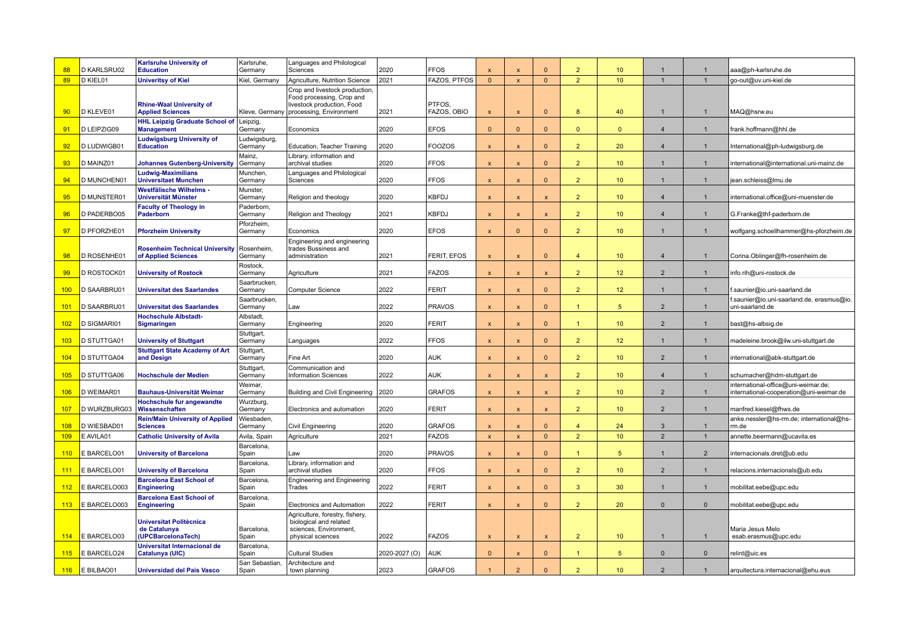| 88 | D KARLSRU02 | **Karlsruhe University of Education** | Karlsruhe, Germany | Languages and Philological Sciences | 2020 | FFOS | x | x | 0 | 2 | 10 | 1 | 1 | aaa@ph-karlsruhe.de |
|---|---|---|---|---|---|---|---|---|---|---|---|---|---|---|
| 89 | D KIEL01 | **Univeritsy of Kiel** | Kiel, Germany | Agriculture, Nutrition Science | 2021 | FAZOS, PTFOS | 0 | x | 0 | 2 | 10 | 1 | 1 | go-out@uv.uni-kiel.de |
| 90 | D KLEVE01 | **Rhine-Waal University of Applied Sciences** | Kleve, Germany | Crop and livestock production, Food processing, Crop and livestock production, Food processing, Environment | 2021 | PTFOS, FAZOS, OBIO | x | x | 0 | 8 | 40 | 1 | 1 | MAQ@hsrw.eu |
| 91 | D LEIPZIG09 | **HHL Leipzig Graduate School of Management** | Leipzig, Germany | Economics | 2020 | EFOS | 0 | 0 | 0 | 0 | 0 | 4 | 1 | frank.hoffmann@hhl.de |
| 92 | D LUDWIGB01 | **Ludwigsburg University of Education** | Ludwigsburg, Germany | Education, Teacher Training | 2020 | FOOZOS | x | x | 0 | 2 | 20 | 4 | 1 | International@ph-ludwigsburg.de |
| 93 | D MAINZ01 | **Johannes Gutenberg-University** | Mainz, Germany | Library, information and archival studies | 2020 | FFOS | x | x | 0 | 2 | 10 | 1 | 1 | international@international.uni-mainz.de |
| 94 | D MUNCHEN01 | **Ludwig-Maximilians Universitaet Munchen** | Munchen, Germany | Languages and Philological Sciences | 2020 | FFOS | x | x | 0 | 2 | 10 | 1 | 1 | jean.schleiss@lmu.de |
| 95 | D MUNSTER01 | **Westfälische Wilhelms - Universität Münster** | Munster, Germany | Religion and theology | 2020 | KBFDJ | x | x | x | 2 | 10 | 4 | 1 | international.office@uni-muenster.de |
| 96 | D PADERBO05 | **Faculty of Theology in Paderborn** | Paderborn, Germany | Religion and Theology | 2021 | KBFDJ | x | x | x | 2 | 10 | 4 | 1 | G.Franke@thf-paderborn.de |
| 97 | D PFORZHE01 | **Pforzheim University** | Pforzheim, Germany | Economics | 2020 | EFOS | x | 0 | 0 | 2 | 10 | 1 | 1 | wolfgang.schoellhammer@hs-pforzheim.de |
| 98 | D ROSENHE01 | **Rosenheim Technical University of Applied Sciences** | Rosenheim, Germany | Engineering and engineering trades Bussiness and administration | 2021 | FERIT, EFOS | x | x | 0 | 4 | 10 | 4 | 1 | Corina.Oblinger@fh-rosenheim.de |
| 99 | D ROSTOCK01 | **University of Rostock** | Rostock, Germany | Agriculture | 2021 | FAZOS | x | x | x | 2 | 12 | 2 | 1 | info.rih@uni-rostock.de |
| 100 | D SAARBRU01 | **Universitat des Saarlandes** | Saarbrucken, Germany | Computer Science | 2022 | FERIT | x | x | 0 | 2 | 12 | 1 | 1 | f.saunier@io.uni-saarland.de |
| 101 | D SAARBRU01 | **Universitat des Saarlandes** | Saarbrucken, Germany | Law | 2022 | PRAVOS | x | x | 0 | 1 | 5 | 2 | 1 | f.saunier@io.uni-saarland.de, erasmus@io.uni-saarland.de |
| 102 | D SIGMARI01 | **Hochschule Albstadt-Sigmaringen** | Albstadt, Germany | Engineering | 2020 | FERIT | x | x | 0 | 1 | 10 | 2 | 1 | bast@hs-albsig.de |
| 103 | D STUTTGA01 | **University of Stuttgart** | Stuttgart, Germany | Languages | 2022 | FFOS | x | x | 0 | 2 | 12 | 1 | 1 | madeleine.brook@ilw.uni-stuttgart.de |
| 104 | D STUTTGA04 | **Stuttgart State Academy of Art and Design** | Stuttgart, Germany | Fine Art | 2020 | AUK | x | x | 0 | 2 | 10 | 2 | 1 | international@abk-stuttgart.de |
| 105 | D STUTTGA06 | **Hochschule der Medien** | Stuttgart, Germany | Communication and Information Sciences | 2022 | AUK | x | x | x | 2 | 10 | 4 | 1 | schumacher@hdm-stuttgart.de |
| 106 | D WEIMAR01 | **Bauhaus-Universität Weimar** | Weimar, Germany | Building and Civil Engineering | 2020 | GRAFOS | x | x | x | 2 | 10 | 2 | 1 | international-office@uni-weimar.de; international-cooperation@uni-weimar.de |
| 107 | D WURZBURG03 | **Hochschule fur angewandte Wissenschaften** | Wurzburg, Germany | Electronics and automation | 2020 | FERIT | x | x | x | 2 | 10 | 2 | 1 | manfred.kiesel@fhws.de |
| 108 | D WIESBAD01 | **Rein/Main University of Applied Sciences** | Wiesbaden, Germany | Civil Engineering | 2020 | GRAFOS | x | x | 0 | 4 | 24 | 3 | 1 | anke.nessler@hs-rm.de; international@hs-rm.de |
| 109 | E AVILA01 | **Catholic University of Avila** | Avila, Spain | Agriculture | 2021 | FAZOS | x | x | 0 | 2 | 10 | 2 | 1 | annette.beermann@ucavila.es |
| 110 | E BARCELO01 | **University of Barcelona** | Barcelona, Spain | Law | 2020 | PRAVOS | x | x | 0 | 1 | 5 | 1 | 2 | internacionals.dret@ub.edu |
| 111 | E BARCELO01 | **University of Barcelona** | Barcelona, Spain | Library, information and archival studies | 2020 | FFOS | x | x | 0 | 2 | 10 | 2 | 1 | relacions.internacionals@ub.edu |
| 112 | E BARCELO003 | **Barcelona East School of Engineering** | Barcelona, Spain | Engineering and Engineering Trades | 2022 | FERIT | x | x | 0 | 3 | 30 | 1 | 1 | mobilitat.eebe@upc.edu |
| 113 | E BARCELO003 | **Barcelona East School of Engineering** | Barcelona, Spain | Electronics and Automation | 2022 | FERIT | x | x | 0 | 2 | 20 | 0 | 0 | mobilitat.eebe@upc.edu |
| 114 | E BARCELO03 | **Universitat Politècnica de Catalunya (UPCBarcelonaTech)** | Barcelona, Spain | Agriculture, forestry, fishery, biological and related sciences, Environment, physical sciences | 2022 | FAZOS | x | x | x | 2 | 10 | 1 | 1 | Maria Jesus Melo esab.erasmus@upc.edu |
| 115 | E BARCELO24 | **Universitat Internacional de Catalunya (UIC)** | Barcelona, Spain | Cultural Studies | 2020-2027 (O) | AUK | 0 | x | 0 | 1 | 5 | 0 | 0 | relint@uic.es |
| 116 | E BILBAO01 | **Universidad del Pais Vasco** | San Sebastian, Spain | Architecture and town planning | 2023 | GRAFOS | 1 | 2 | 0 | 2 | 10 | 2 | 1 | arquitectura.internacional@ehu.eus |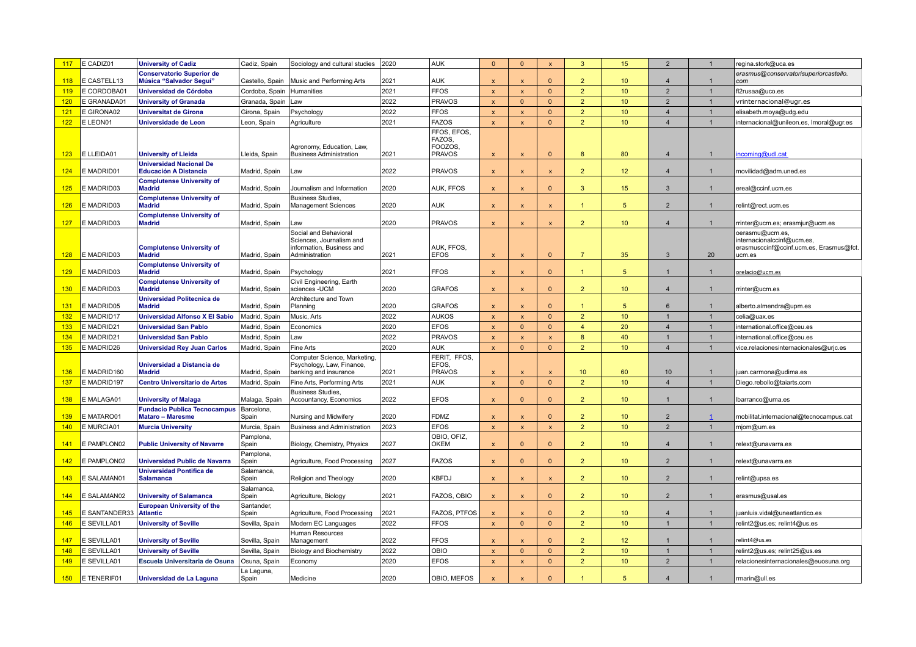| 117 | E CADIZ01 | **University of Cadiz** | Cadiz, Spain | Sociology and cultural studies | 2020 | AUK | 0 | 0 | x | 3 | 15 | 2 | 1 | regina.stork@uca.es |
|---|---|---|---|---|---|---|---|---|---|---|---|---|---|---|
| 118 | E CASTELL13 | **Conservatorio Superior de Música "Salvador Seguí"** | Castello, Spain | Music and Performing Arts | 2021 | AUK | x | x | 0 | 2 | 10 | 4 | 1 | *erasmus@conservatorisuperiorcastello.com* |
| 119 | E CORDOBA01 | **Universidad de Córdoba** | Cordoba, Spain | Humanities | 2021 | FFOS | x | x | 0 | 2 | 10 | 2 | 1 | fl2rusaa@uco.es |
| 120 | E GRANADA01 | **University of Granada** | Granada, Spain | Law | 2022 | PRAVOS | x | 0 | 0 | 2 | 10 | 2 | 1 | vrinternacional@ugr.es |
| 121 | E GIRONA02 | **Universitat de Girona** | Girona, Spain | Psychology | 2022 | FFOS | x | x | 0 | 2 | 10 | 4 | 1 | elisabeth.moya@udg.edu |
| 122 | E LEON01 | **Universidade de Leon** | Leon, Spain | Agriculture | 2021 | FAZOS | x | x | 0 | 2 | 10 | 4 | 1 | internacional@unileon.es, lmoral@ugr.es |
| 123 | E LLEIDA01 | **University of Lleida** | Lleida, Spain | Agronomy, Education, Law, Business Administration | 2021 | FFOS, EFOS, FAZOS, FOOZOS, PRAVOS | x | x | 0 | 8 | 80 | 4 | 1 | incoming@udl.cat |
| 124 | E MADRID01 | **Universidad Nacional De Educación A Distancia** | Madrid, Spain | Law | 2022 | PRAVOS | x | x | x | 2 | 12 | 4 | 1 | movilidad@adm.uned.es |
| 125 | E MADRID03 | **Complutense University of Madrid** | Madrid, Spain | Journalism and Information | 2020 | AUK, FFOS | x | x | 0 | 3 | 15 | 3 | 1 | ereal@ccinf.ucm.es |
| 126 | E MADRID03 | **Complutense University of Madrid** | Madrid, Spain | Business Studies, Management Sciences | 2020 | AUK | x | x | x | 1 | 5 | 2 | 1 | relint@rect.ucm.es |
| 127 | E MADRID03 | **Complutense University of Madrid** | Madrid, Spain | Law | 2020 | PRAVOS | x | x | x | 2 | 10 | 4 | 1 | rrinter@ucm.es; erasmjur@ucm.es |
| 128 | E MADRID03 | **Complutense University of Madrid** | Madrid, Spain | Social and Behavioral Sciences, Journalism and information, Business and Administration | 2021 | AUK, FFOS, EFOS | x | x | 0 | 7 | 35 | 3 | 20 | oerasmu@ucm.es, internacionalccinf@ucm.es, erasmusccinf@ccinf.ucm.es, Erasmus@fct.ucm.es |
| 129 | E MADRID03 | **Complutense University of Madrid** | Madrid, Spain | Psychology | 2021 | FFOS | x | x | 0 | 1 | 5 | 1 | 1 | orelacio@ucm.es |
| 130 | E MADRID03 | **Complutense University of Madrid** | Madrid, Spain | Civil Engineering, Earth sciences -UCM | 2020 | GRAFOS | x | x | 0 | 2 | 10 | 4 | 1 | rrinter@ucm.es |
| 131 | E MADRID05 | **Universidad Politecnica de Madrid** | Madrid, Spain | Architecture and Town Planning | 2020 | GRAFOS | x | x | 0 | 1 | 5 | 6 | 1 | alberto.almendra@upm.es |
| 132 | E MADRID17 | **Universidad Alfonso X El Sabio** | Madrid, Spain | Music, Arts | 2022 | AUKOS | x | x | 0 | 2 | 10 | 1 | 1 | celia@uax.es |
| 133 | E MADRID21 | **Universidad San Pablo** | Madrid, Spain | Economics | 2020 | EFOS | x | 0 | 0 | 4 | 20 | 4 | 1 | international.office@ceu.es |
| 134 | E MADRID21 | **Universidad San Pablo** | Madrid, Spain | Law | 2022 | PRAVOS | x | x | x | 8 | 40 | 1 | 1 | international.office@ceu.es |
| 135 | E MADRID26 | **Universidad Rey Juan Carlos** | Madrid, Spain | Fine Arts | 2020 | AUK | x | 0 | 0 | 2 | 10 | 4 | 1 | vice.relacionesinternacionales@urjc.es |
| 136 | E MADRID160 | **Universidad a Distancia de Madrid** | Madrid, Spain | Computer Science, Marketing, Psychology, Law, Finance, banking and insurance | 2021 | FERIT, FFOS, EFOS, PRAVOS | x | x | x | 10 | 60 | 10 | 1 | juan.carmona@udima.es |
| 137 | E MADRID197 | **Centro Universitario de Artes** | Madrid, Spain | Fine Arts, Performing Arts | 2021 | AUK | x | 0 | 0 | 2 | 10 | 4 | 1 | Diego.rebollo@taiarts.com |
| 138 | E MALAGA01 | **University of Malaga** | Malaga, Spain | Business Studies, Accountancy, Economics | 2022 | EFOS | x | 0 | 0 | 2 | 10 | 1 | 1 | lbarranco@uma.es |
| 139 | E MATARO01 | **Fundacio Publica Tecnocampus Mataro – Maresme** | Barcelona, Spain | Nursing and Midwifery | 2020 | FDMZ | x | x | 0 | 2 | 10 | 2 | 1 | mobilitat.internacional@tecnocampus.cat |
| 140 | E MURCIA01 | **Murcia University** | Murcia, Spain | Business and Administration | 2023 | EFOS | x | x | x | 2 | 10 | 2 | 1 | mjom@um.es |
| 141 | E PAMPLON02 | **Public University of Navarre** | Pamplona, Spain | Biology, Chemistry, Physics | 2027 | OBIO, OFIZ, OKEM | x | 0 | 0 | 2 | 10 | 4 | 1 | relext@unavarra.es |
| 142 | E PAMPLON02 | **Universidad Public de Navarra** | Pamplona, Spain | Agriculture, Food Processing | 2027 | FAZOS | x | 0 | 0 | 2 | 10 | 2 | 1 | relext@unavarra.es |
| 143 | E SALAMAN01 | **Universidad Pontifica de Salamanca** | Salamanca, Spain | Religion and Theology | 2020 | KBFDJ | x | x | x | 2 | 10 | 2 | 1 | relint@upsa.es |
| 144 | E SALAMAN02 | **University of Salamanca** | Salamanca, Spain | Agriculture, Biology | 2021 | FAZOS, OBIO | x | x | 0 | 2 | 10 | 2 | 1 | erasmus@usal.es |
| 145 | E SANTANDER33 | **European University of the Atlantic** | Santander, Spain | Agriculture, Food Processing | 2021 | FAZOS, PTFOS | x | x | 0 | 2 | 10 | 4 | 1 | juanluis.vidal@uneatlantico.es |
| 146 | E SEVILLA01 | **University of Seville** | Sevilla, Spain | Modern EC Languages | 2022 | FFOS | x | 0 | 0 | 2 | 10 | 1 | 1 | relint2@us.es; relint4@us.es |
| 147 | E SEVILLA01 | **University of Seville** | Sevilla, Spain | Human Resources Management | 2022 | FFOS | x | x | 0 | 2 | 12 | 1 | 1 | relint4@us.es |
| 148 | E SEVILLA01 | **University of Seville** | Sevilla, Spain | Biology and Biochemistry | 2022 | OBIO | x | 0 | 0 | 2 | 10 | 1 | 1 | relint2@us.es; relint25@us.es |
| 149 | E SEVILLA01 | **Escuela Universitaria de Osuna** | Osuna, Spain | Economy | 2020 | EFOS | x | x | 0 | 2 | 10 | 2 | 1 | relacionesinternacionales@euosuna.org |
| 150 | E TENERIF01 | **Universidad de La Laguna** | La Laguna, Spain | Medicine | 2020 | OBIO, MEFOS | x | x | 0 | 1 | 5 | 4 | 1 | rmarin@ull.es |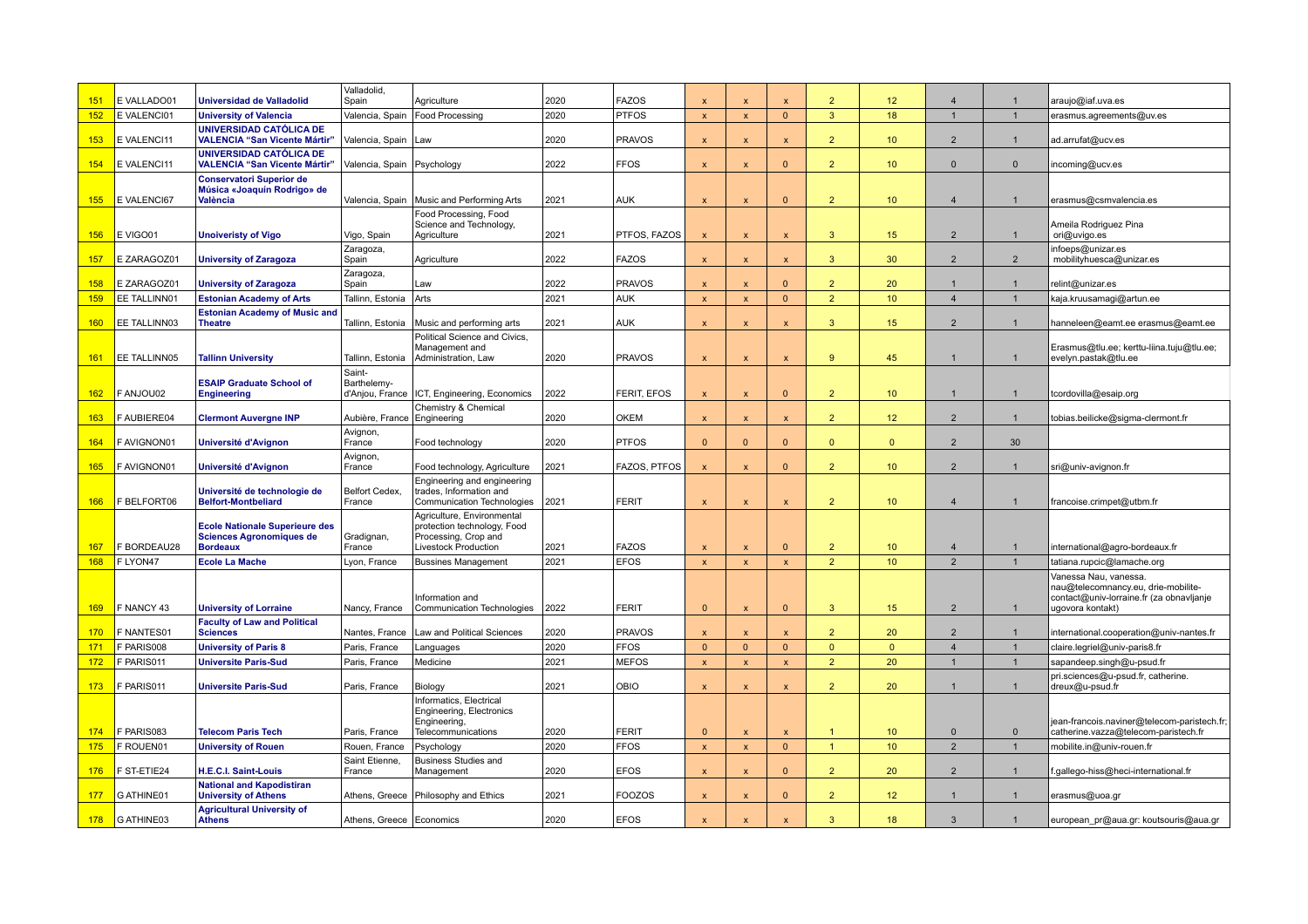| | | | | | | | | | | | | | | |
|---|---|---|---|---|---|---|---|---|---|---|---|---|---|---|
| 151 | E VALLADO01 | Universidad de Valladolid | Valladolid, Spain | Agriculture | 2020 | FAZOS | x | x | x | 2 | 12 | 4 | 1 | araujo@iaf.uva.es |
| 152 | E VALENCI01 | University of Valencia | Valencia, Spain | Food Processing | 2020 | PTFOS | x | x | 0 | 3 | 18 | 1 | 1 | erasmus.agreements@uv.es |
| 153 | E VALENCI11 | UNIVERSIDAD CATÓLICA DE VALENCIA "San Vicente Mártir" | Valencia, Spain | Law | 2020 | PRAVOS | x | x | x | 2 | 10 | 2 | 1 | ad.arrufat@ucv.es |
| 154 | E VALENCI11 | UNIVERSIDAD CATÓLICA DE VALENCIA "San Vicente Mártir" | Valencia, Spain | Psychology | 2022 | FFOS | x | x | 0 | 2 | 10 | 0 | 0 | incoming@ucv.es |
| 155 | E VALENCI67 | Conservatori Superior de Música «Joaquín Rodrigo» de València | Valencia, Spain | Music and Performing Arts | 2021 | AUK | x | x | 0 | 2 | 10 | 4 | 1 | erasmus@csmvalencia.es |
| 156 | E VIGO01 | Unoiveristy of Vigo | Vigo, Spain | Food Processing, Food Science and Technology, Agriculture | 2021 | PTFOS, FAZOS | x | x | x | 3 | 15 | 2 | 1 | Ameila Rodriguez Pina ori@uvigo.es |
| 157 | E ZARAGOZ01 | University of Zaragoza | Zaragoza, Spain | Agriculture | 2022 | FAZOS | x | x | x | 3 | 30 | 2 | 2 | infoeps@unizar.es mobilityhuesca@unizar.es |
| 158 | E ZARAGOZ01 | University of Zaragoza | Zaragoza, Spain | Law | 2022 | PRAVOS | x | x | 0 | 2 | 20 | 1 | 1 | relint@unizar.es |
| 159 | EE TALLINN01 | Estonian Academy of Arts | Tallinn, Estonia | Arts | 2021 | AUK | x | x | 0 | 2 | 10 | 4 | 1 | kaja.kruusamagi@artun.ee |
| 160 | EE TALLINN03 | Estonian Academy of Music and Theatre | Tallinn, Estonia | Music and performing arts | 2021 | AUK | x | x | x | 3 | 15 | 2 | 1 | hanneleen@eamt.ee erasmus@eamt.ee |
| 161 | EE TALLINN05 | Tallinn University | Tallinn, Estonia | Political Science and Civics, Management and Administration, Law | 2020 | PRAVOS | x | x | x | 9 | 45 | 1 | 1 | Erasmus@tlu.ee; kerttu-liina.tuju@tlu.ee; evelyn.pastak@tlu.ee |
| 162 | F ANJOU02 | ESAIP Graduate School of Engineering | Saint-Barthelemy-d'Anjou, France | ICT, Engineering, Economics | 2022 | FERIT, EFOS | x | x | 0 | 2 | 10 | 1 | 1 | tcordovilla@esaip.org |
| 163 | F AUBIERE04 | Clermont Auvergne INP | Aubière, France | Chemistry & Chemical Engineering | 2020 | OKEM | x | x | x | 2 | 12 | 2 | 1 | tobias.beilicke@sigma-clermont.fr |
| 164 | F AVIGNON01 | Université d'Avignon | Avignon, France | Food technology | 2020 | PTFOS | 0 | 0 | 0 | 0 | 0 | 2 | 30 | |
| 165 | F AVIGNON01 | Université d'Avignon | Avignon, France | Food technology, Agriculture | 2021 | FAZOS, PTFOS | x | x | 0 | 2 | 10 | 2 | 1 | sri@univ-avignon.fr |
| 166 | F BELFORT06 | Université de technologie de Belfort-Montbeliard | Belfort Cedex, France | Engineering and engineering trades, Information and Communication Technologies | 2021 | FERIT | x | x | x | 2 | 10 | 4 | 1 | francoise.crimpet@utbm.fr |
| 167 | F BORDEAU28 | Ecole Nationale Superieure des Sciences Agronomiques de Bordeaux | Gradignan, France | Agriculture, Environmental protection technology, Food Processing, Crop and Livestock Production | 2021 | FAZOS | x | x | 0 | 2 | 10 | 4 | 1 | international@agro-bordeaux.fr |
| 168 | F LYON47 | Ecole La Mache | Lyon, France | Bussines Management | 2021 | EFOS | x | x | x | 2 | 10 | 2 | 1 | tatiana.rupcic@lamache.org |
| 169 | F NANCY 43 | University of Lorraine | Nancy, France | Information and Communication Technologies | 2022 | FERIT | 0 | x | 0 | 3 | 15 | 2 | 1 | Vanessa Nau, vanessa.nau@telecomnancy.eu, drie-mobilite-contact@univ-lorraine.fr (za obnavljanje ugovora kontakt) |
| 170 | F NANTES01 | Faculty of Law and Political Sciences | Nantes, France | Law and Political Sciences | 2020 | PRAVOS | x | x | x | 2 | 20 | 2 | 1 | international.cooperation@univ-nantes.fr |
| 171 | F PARIS008 | University of Paris 8 | Paris, France | Languages | 2020 | FFOS | 0 | 0 | 0 | 0 | 0 | 4 | 1 | claire.legriel@univ-paris8.fr |
| 172 | F PARIS011 | Universite Paris-Sud | Paris, France | Medicine | 2021 | MEFOS | x | x | x | 2 | 20 | 1 | 1 | sapandeep.singh@u-psud.fr |
| 173 | F PARIS011 | Universite Paris-Sud | Paris, France | Biology | 2021 | OBIO | x | x | x | 2 | 20 | 1 | 1 | pri.sciences@u-psud.fr, catherine.dreux@u-psud.fr |
| 174 | F PARIS083 | Telecom Paris Tech | Paris, France | Informatics, Electrical Engineering, Electronics Engineering, Telecommunications | 2020 | FERIT | 0 | x | x | 1 | 10 | 0 | 0 | jean-francois.naviner@telecom-paristech.fr; catherine.vazza@telecom-paristech.fr |
| 175 | F ROUEN01 | University of Rouen | Rouen, France | Psychology | 2020 | FFOS | x | x | 0 | 1 | 10 | 2 | 1 | mobilite.in@univ-rouen.fr |
| 176 | F ST-ETIE24 | H.E.C.I. Saint-Louis | Saint Etienne, France | Business Studies and Management | 2020 | EFOS | x | x | 0 | 2 | 20 | 2 | 1 | f.gallego-hiss@heci-international.fr |
| 177 | G ATHINE01 | National and Kapodistiran University of Athens | Athens, Greece | Philosophy and Ethics | 2021 | FOOZOS | x | x | 0 | 2 | 12 | 1 | 1 | erasmus@uoa.gr |
| 178 | G ATHINE03 | Agricultural University of Athens | Athens, Greece | Economics | 2020 | EFOS | x | x | x | 3 | 18 | 3 | 1 | european_pr@aua.gr: koutsouris@aua.gr |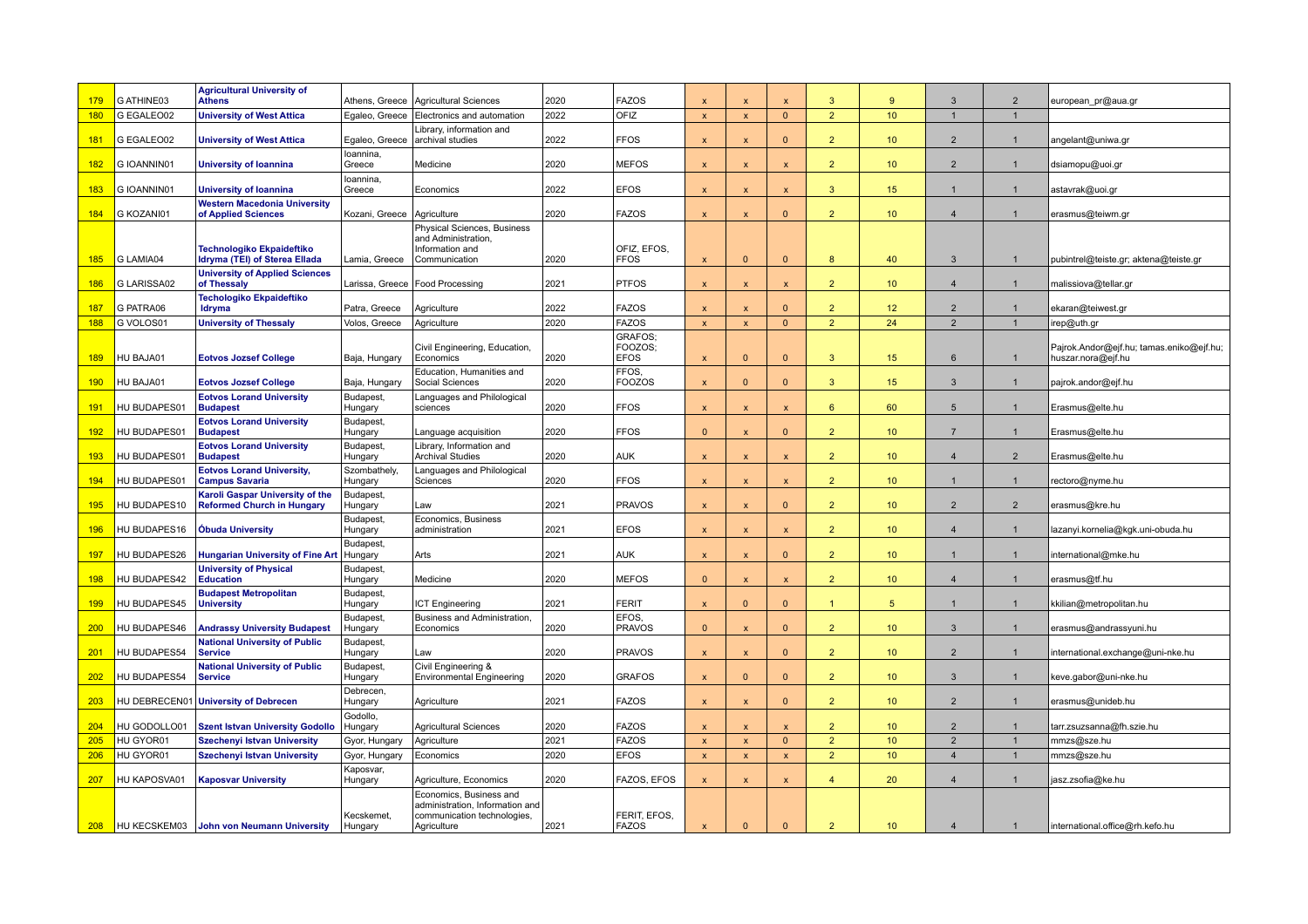| 179 | G ATHINE03 | Agricultural University of Athens | Athens, Greece | Agricultural Sciences | 2020 | FAZOS | x | x | x | 3 | 9 | 3 | 2 | european_pr@aua.gr |
|---|---|---|---|---|---|---|---|---|---|---|---|---|---|---|
| 180 | G EGALEO02 | University of West Attica | Egaleo, Greece | Electronics and automation | 2022 | OFIZ | x | x | 0 | 2 | 10 | 1 | 1 | |
| 181 | G EGALEO02 | University of West Attica | Egaleo, Greece | Library, information and archival studies | 2022 | FFOS | x | x | 0 | 2 | 10 | 2 | 1 | angelant@uniwa.gr |
| 182 | G IOANNIN01 | University of Ioannina | Ioannina, Greece | Medicine | 2020 | MEFOS | x | x | x | 2 | 10 | 2 | 1 | dsiamopu@uoi.gr |
| 183 | G IOANNIN01 | University of Ioannina | Ioannina, Greece | Economics | 2022 | EFOS | x | x | x | 3 | 15 | 1 | 1 | astavrak@uoi.gr |
| 184 | G KOZANI01 | Western Macedonia University of Applied Sciences | Kozani, Greece | Agriculture | 2020 | FAZOS | x | x | 0 | 2 | 10 | 4 | 1 | erasmus@teiwm.gr |
| 185 | G LAMIA04 | Technologiko Ekpaideftiko Idryma (TEI) of Sterea Ellada | Lamia, Greece | Physical Sciences, Business and Administration, Information and Communication | 2020 | OFIZ, EFOS, FFOS | x | 0 | 0 | 8 | 40 | 3 | 1 | pubintrel@teiste.gr; aktena@teiste.gr |
| 186 | G LARISSA02 | University of Applied Sciences of Thessaly | Larissa, Greece | Food Processing | 2021 | PTFOS | x | x | x | 2 | 10 | 4 | 1 | malissiova@tellar.gr |
| 187 | G PATRA06 | Techologiko Ekpaideftiko Idryma | Patra, Greece | Agriculture | 2022 | FAZOS | x | x | 0 | 2 | 12 | 2 | 1 | ekaran@teiwest.gr |
| 188 | G VOLOS01 | University of Thessaly | Volos, Greece | Agriculture | 2020 | FAZOS | x | x | 0 | 2 | 24 | 2 | 1 | irep@uth.gr |
| 189 | HU BAJA01 | Eotvos Jozsef College | Baja, Hungary | Civil Engineering, Education, Economics | 2020 | GRAFOS; FOOZOS; EFOS | x | 0 | 0 | 3 | 15 | 6 | 1 | Pajrok.Andor@ejf.hu; tamas.eniko@ejf.hu; huszar.nora@ejf.hu |
| 190 | HU BAJA01 | Eotvos Jozsef College | Baja, Hungary | Education, Humanities and Social Sciences | 2020 | FFOS, FOOZOS | x | 0 | 0 | 3 | 15 | 3 | 1 | pajrok.andor@ejf.hu |
| 191 | HU BUDAPES01 | Eotvos Lorand University Budapest | Budapest, Hungary | Languages and Philological sciences | 2020 | FFOS | x | x | x | 6 | 60 | 5 | 1 | Erasmus@elte.hu |
| 192 | HU BUDAPES01 | Eotvos Lorand University Budapest | Budapest, Hungary | Language acquisition | 2020 | FFOS | 0 | x | 0 | 2 | 10 | 7 | 1 | Erasmus@elte.hu |
| 193 | HU BUDAPES01 | Eotvos Lorand University Budapest | Budapest, Hungary | Library, Information and Archival Studies | 2020 | AUK | x | x | x | 2 | 10 | 4 | 2 | Erasmus@elte.hu |
| 194 | HU BUDAPES01 | Eotvos Lorand University, Campus Savaria | Szombathely, Hungary | Languages and Philological Sciences | 2020 | FFOS | x | x | x | 2 | 10 | 1 | 1 | rectoro@nyme.hu |
| 195 | HU BUDAPES10 | Karoli Gaspar University of the Reformed Church in Hungary | Budapest, Hungary | Law | 2021 | PRAVOS | x | x | 0 | 2 | 10 | 2 | 2 | erasmus@kre.hu |
| 196 | HU BUDAPES16 | Óbuda University | Budapest, Hungary | Economics, Business administration | 2021 | EFOS | x | x | x | 2 | 10 | 4 | 1 | lazanyi.kornelia@kgk.uni-obuda.hu |
| 197 | HU BUDAPES26 | Hungarian University of Fine Art | Budapest, Hungary | Arts | 2021 | AUK | x | x | 0 | 2 | 10 | 1 | 1 | international@mke.hu |
| 198 | HU BUDAPES42 | University of Physical Education | Budapest, Hungary | Medicine | 2020 | MEFOS | 0 | x | x | 2 | 10 | 4 | 1 | erasmus@tf.hu |
| 199 | HU BUDAPES45 | Budapest Metropolitan University | Budapest, Hungary | ICT Engineering | 2021 | FERIT | x | 0 | 0 | 1 | 5 | 1 | 1 | kkilian@metropolitan.hu |
| 200 | HU BUDAPES46 | Andrassy University Budapest | Budapest, Hungary | Business and Administration, Economics | 2020 | EFOS, PRAVOS | 0 | x | 0 | 2 | 10 | 3 | 1 | erasmus@andrassyuni.hu |
| 201 | HU BUDAPES54 | National University of Public Service | Budapest, Hungary | Law | 2020 | PRAVOS | x | x | 0 | 2 | 10 | 2 | 1 | international.exchange@uni-nke.hu |
| 202 | HU BUDAPES54 | National University of Public Service | Budapest, Hungary | Civil Engineering & Environmental Engineering | 2020 | GRAFOS | x | 0 | 0 | 2 | 10 | 3 | 1 | keve.gabor@uni-nke.hu |
| 203 | HU DEBRECEN01 | University of Debrecen | Debrecen, Hungary | Agriculture | 2021 | FAZOS | x | x | 0 | 2 | 10 | 2 | 1 | erasmus@unideb.hu |
| 204 | HU GODOLLO01 | Szent Istvan University Godollo | Godollo, Hungary | Agricultural Sciences | 2020 | FAZOS | x | x | x | 2 | 10 | 2 | 1 | tarr.zsuzsanna@fh.szie.hu |
| 205 | HU GYOR01 | Szechenyi Istvan University | Gyor, Hungary | Agriculture | 2021 | FAZOS | x | x | 0 | 2 | 10 | 2 | 1 | mmzs@sze.hu |
| 206 | HU GYOR01 | Szechenyi Istvan University | Gyor, Hungary | Economics | 2020 | EFOS | x | x | x | 2 | 10 | 4 | 1 | mmzs@sze.hu |
| 207 | HU KAPOSVA01 | Kaposvar University | Kaposvar, Hungary | Agriculture, Economics | 2020 | FAZOS, EFOS | x | x | x | 4 | 20 | 4 | 1 | jasz.zsofia@ke.hu |
| 208 | HU KECSKEM03 | John von Neumann University | Kecskemet, Hungary | Economics, Business and administration, Information and communication technologies, Agriculture | 2021 | FERIT, EFOS, FAZOS | x | 0 | 0 | 2 | 10 | 4 | 1 | international.office@rh.kefo.hu |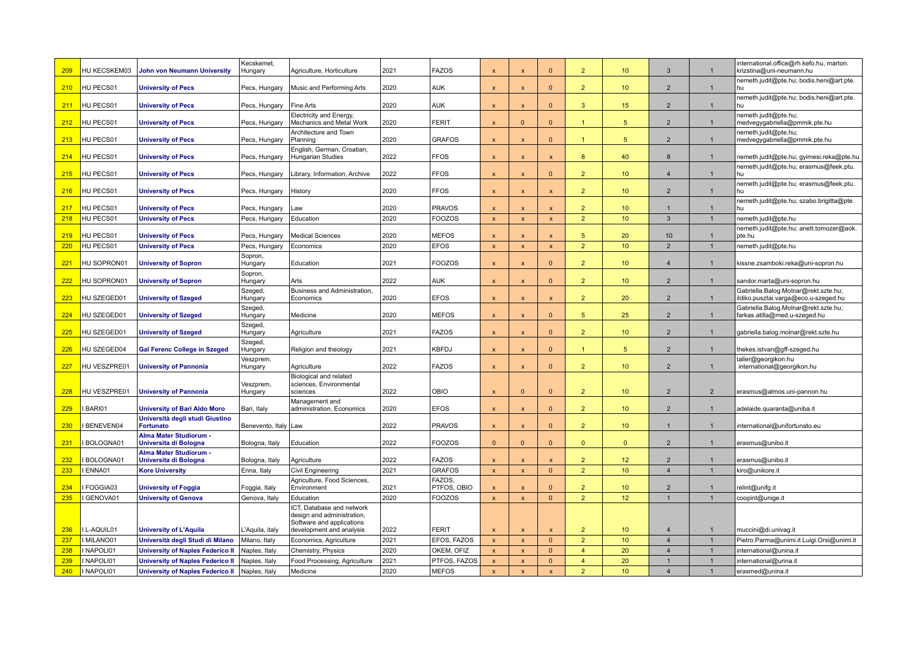| 209 | HU KECSKEM03 | **John von Neumann University** | Kecskemet, Hungary | Agriculture, Horticulture | 2021 | FAZOS | x | x | 0 | 2 | 10 | 3 | 1 | international.office@rh.kefo.hu, marton.krizstina@uni-neumann.hu |
|---|---|---|---|---|---|---|---|---|---|---|---|---|---|---|
| 210 | HU PECS01 | **University of Pecs** | Pecs, Hungary | Music and Performing Arts | 2020 | AUK | x | x | 0 | 2 | 10 | 2 | 1 | nemeth.judit@pte.hu; bodis.heni@art.pte.hu |
| 211 | HU PECS01 | **University of Pecs** | Pecs, Hungary | Fine Arts | 2020 | AUK | x | x | 0 | 3 | 15 | 2 | 1 | nemeth.judit@pte.hu; bodis.heni@art.pte.hu |
| 212 | HU PECS01 | **University of Pecs** | Pecs, Hungary | Electricity and Energy, Mechanics and Metal Work | 2020 | FERIT | x | 0 | 0 | 1 | 5 | 2 | 1 | nemeth.judit@pte.hu; medvegygabriella@pmmik.pte.hu |
| 213 | HU PECS01 | **University of Pecs** | Pecs, Hungary | Architecture and Town Planning | 2020 | GRAFOS | x | x | 0 | 1 | 5 | 2 | 1 | nemeth.judit@pte.hu; medvegygabriella@pmmik.pte.hu |
| 214 | HU PECS01 | **University of Pecs** | Pecs, Hungary | English, German, Croatian, Hungarian Studies | 2022 | FFOS | x | x | x | 8 | 40 | 8 | 1 | nemeth.judit@pte.hu; gyimesi.reka@pte.hu |
| 215 | HU PECS01 | **University of Pecs** | Pecs, Hungary | Library, Information, Archive | 2022 | FFOS | x | x | 0 | 2 | 10 | 4 | 1 | nemeth.judit@pte.hu; erasmus@feek.ptu.hu |
| 216 | HU PECS01 | **University of Pecs** | Pecs, Hungary | History | 2020 | FFOS | x | x | x | 2 | 10 | 2 | 1 | nemeth.judit@pte.hu; erasmus@feek.ptu.hu |
| 217 | HU PECS01 | **University of Pecs** | Pecs, Hungary | Law | 2020 | PRAVOS | x | x | x | 2 | 10 | 1 | 1 | nemeth.judit@pte.hu; szabo.brigitta@pte.hu |
| 218 | HU PECS01 | **University of Pecs** | Pecs, Hungary | Education | 2020 | FOOZOS | x | x | x | 2 | 10 | 3 | 1 | nemeth.judit@pte.hu |
| 219 | HU PECS01 | **University of Pecs** | Pecs, Hungary | Medical Sciences | 2020 | MEFOS | x | x | x | 5 | 20 | 10 | 1 | nemeth.judit@pte.hu; anett.tomozer@aok.pte.hu |
| 220 | HU PECS01 | **University of Pecs** | Pecs, Hungary | Economics | 2020 | EFOS | x | x | x | 2 | 10 | 2 | 1 | nemeth.judit@pte.hu |
| 221 | HU SOPRON01 | **University of Sopron** | Sopron, Hungary | Education | 2021 | FOOZOS | x | x | 0 | 2 | 10 | 4 | 1 | kissne.zsamboki.reka@uni-sopron.hu |
| 222 | HU SOPRON01 | **University of Sopron** | Sopron, Hungary | Arts | 2022 | AUK | x | x | 0 | 2 | 10 | 2 | 1 | sandor.marta@uni-sopron.hu |
| 223 | HU SZEGED01 | **University of Szeged** | Szeged, Hungary | Business and Administration, Economics | 2020 | EFOS | x | x | x | 2 | 20 | 2 | 1 | Gabriella.Balog.Molnar@rekt.szte.hu; ildiko.pusztai.varga@eco.u-szeged.hu |
| 224 | HU SZEGED01 | **University of Szeged** | Szeged, Hungary | Medicine | 2020 | MEFOS | x | x | 0 | 5 | 25 | 2 | 1 | Gabriella.Balog.Molnar@rekt.szte.hu; farkas.atilla@med.u-szeged.hu |
| 225 | HU SZEGED01 | **University of Szeged** | Szeged, Hungary | Agriculture | 2021 | FAZOS | x | x | 0 | 2 | 10 | 2 | 1 | gabriella.balog.molnar@rekt.szte.hu |
| 226 | HU SZEGED04 | **Gal Ferenc College in Szeged** | Szeged, Hungary | Religion and theology | 2021 | KBFDJ | x | x | 0 | 1 | 5 | 2 | 1 | thekes.istvan@gff-szeged.hu |
| 227 | HU VESZPRE01 | **University of Pannonia** | Veszprem, Hungary | Agriculture | 2022 | FAZOS | x | x | 0 | 2 | 10 | 2 | 1 | taller@georgikon.hu international@georgikon.hu |
| 228 | HU VESZPRE01 | **University of Pannonia** | Veszprem, Hungary | Biological and related sciences, Environmental sciences | 2022 | OBIO | x | 0 | 0 | 2 | 10 | 2 | 2 | erasmus@almos.uni-pannon.hu |
| 229 | I BARI01 | **University of Bari Aldo Moro** | Bari, Italy | Management and administration, Economics | 2020 | EFOS | x | x | 0 | 2 | 10 | 2 | 1 | adelaide.quaranta@uniba.it |
| 230 | I BENEVEN04 | **Università degli studi Giustino Fortunato** | Benevento, Italy | Law | 2022 | PRAVOS | x | x | 0 | 2 | 10 | 1 | 1 | international@unifortunato.eu |
| 231 | I BOLOGNA01 | **Alma Mater Studiorum - Universita di Bologna** | Bologna, Italy | Education | 2022 | FOOZOS | 0 | 0 | 0 | 0 | 0 | 2 | 1 | erasmus@unibo.it |
| 232 | I BOLOGNA01 | **Alma Mater Studiorum - Universita di Bologna** | Bologna, Italy | Agriculture | 2022 | FAZOS | x | x | x | 2 | 12 | 2 | 1 | erasmus@unibo.it |
| 233 | I ENNA01 | **Kore University** | Enna, Italy | Civil Engineering | 2021 | GRAFOS | x | x | 0 | 2 | 10 | 4 | 1 | kiro@unikore.it |
| 234 | I FOGGIA03 | **University of Foggia** | Foggia, Italy | Agriculture, Food Sciences, Environment | 2021 | FAZOS, PTFOS, OBIO | x | x | 0 | 2 | 10 | 2 | 1 | relint@unifg.it |
| 235 | I GENOVA01 | **University of Genova** | Genova, Italy | Education | 2020 | FOOZOS | x | x | 0 | 2 | 12 | 1 | 1 | coopint@unige.it |
| 236 | I L-AQUIL01 | **University of L'Aquila** | L'Aquila, italy | ICT, Database and network design and administration, Software and applications development and analysis | 2022 | FERIT | x | x | x | 2 | 10 | 4 | 1 | muccini@di.univag.it |
| 237 | I MILANO01 | **Università degli Studi di Milano** | Milano, Italy | Economics, Agriculture | 2021 | EFOS, FAZOS | x | x | 0 | 2 | 10 | 4 | 1 | Pietro.Parma@unimi.it Luigi.Orsi@unimi.it |
| 238 | I NAPOLI01 | **University of Naples Federico II** | Naples, Italy | Chemistry, Physics | 2020 | OKEM, OFIZ | x | x | 0 | 4 | 20 | 4 | 1 | international@unina.it |
| 239 | I NAPOLI01 | **University of Naples Federico II** | Naples, Italy | Food Processing, Agriculture | 2021 | PTFOS, FAZOS | x | x | 0 | 4 | 20 | 1 | 1 | international@urina.it |
| 240 | I NAPOLI01 | **University of Naples Federico II** | Naples, Italy | Medicine | 2020 | MEFOS | x | x | x | 2 | 10 | 4 | 1 | erasmed@unina.it |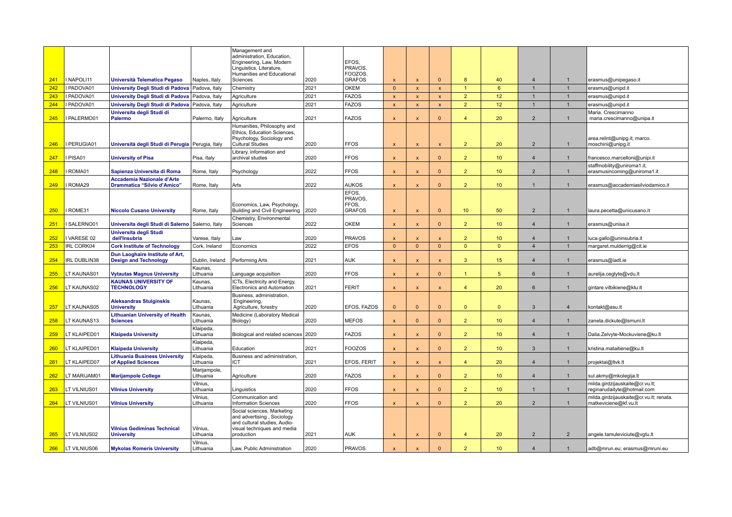| | | | | | | | | | | | | | | |
|---|---|---|---|---|---|---|---|---|---|---|---|---|---|---|
| 241 | I NAPOLI11 | Università Telematica Pegaso | Naples, Italy | Management and administration, Education, Engineering, Law, Modern Linguistics, Literature, Humanities and Educational Sciences | 2020 | EFOS, PRAVOS, FOOZOS, GRAFOS | x | x | 0 | 8 | 40 | 4 | 1 | erasmus@unipegaso.it |
| 242 | I PADOVA01 | University Degli Studi di Padova | Padova, Italy | Chemistry | 2021 | OKEM | 0 | x | x | 1 | 6 | 1 | 1 | erasmus@unipd.it |
| 243 | I PADOVA01 | University Degli Studi di Padova | Padova, Italy | Agriculture | 2021 | FAZOS | x | x | x | 2 | 12 | 1 | 1 | erasmus@unipd.it |
| 244 | I PADOVA01 | University Degli Studi di Padova | Padova, Italy | Agriculture | 2021 | FAZOS | x | x | x | 2 | 12 | 1 | 1 | erasmus@unipd.it |
| 245 | I PALERMO01 | Universita degli Studi di Palermo | Palermo, Italy | Agriculture | 2021 | FAZOS | x | x | 0 | 4 | 20 | 2 | 1 | Maria. Crescimanno maria.crescimanno@unipa.it |
| 246 | I PERUGIA01 | Università degli Studi di Perugia | Perugia, Italy | Humanities, Philosophy and Ethics, Education Sciences, Psychology, Sociology and Cultural Studies | 2020 | FFOS | x | x | x | 2 | 20 | 2 | 1 | area.relint@unipg.it; marco.moschini@unipg.it |
| 247 | I PISA01 | University of Pisa | Pisa, Italy | Library, information and archival studies | 2020 | FFOS | x | x | 0 | 2 | 10 | 4 | 1 | francesco.marcelloni@unipi.it |
| 248 | I ROMA01 | Sapienza Universita di Roma | Rome, Italy | Psychology | 2022 | FFOS | x | x | 0 | 2 | 10 | 2 | 1 | staffmobility@uniroma1.it, erasmusincoming@uniroma1.it |
| 249 | I ROMA29 | Accademia Nazionale d'Arte Drammatica "Silvio d'Amico" | Rome, Italy | Arts | 2022 | AUKOS | x | x | 0 | 2 | 10 | 1 | 1 | erasmus@accademiasilviodamico.it |
| 250 | I ROME31 | Niccolo Cusano University | Rome, Italy | Economics, Law, Psychology, Building and Civil Engineering | 2020 | EFOS, PRAVOS, FFOS, GRAFOS | x | x | 0 | 10 | 50 | 2 | 1 | laura.pecetta@unicusano.it |
| 251 | I SALERNO01 | Università degli Studi di Salerno | Salerno, Italy | Chemistry, Environmental Sciences | 2022 | OKEM | x | x | 0 | 2 | 10 | 4 | 1 | erasmus@unisa.it |
| 252 | I VARESE 02 | Universita degli Studi dell'Insubria | Varese, Italy | Law | 2020 | PRAVOS | x | x | x | 2 | 10 | 4 | 1 | luca.gallo@uninsubria.it |
| 253 | IRL CORK04 | Cork Institute of Technology | Cork, Ireland | Economics | 2022 | EFOS | 0 | 0 | 0 | 0 | 0 | 4 | 1 | margaret.mulderrig@cit.ie |
| 254 | IRL DUBLIN38 | Dun Laoghaire Institute of Art, Design and Technology | Dublin, Ireland | Performing Arts | 2021 | AUK | x | x | x | 3 | 15 | 4 | 1 | erasmus@iadt.ie |
| 255 | LT KAUNAS01 | Vytautas Magnus University | Kaunas, Lithuania | Language acquisition | 2020 | FFOS | x | x | 0 | 1 | 5 | 6 | 1 | aurelija.ceglyte@vdu.lt |
| 256 | LT KAUNAS02 | KAUNAS UNIVERSITY OF TECHNOLOGY | Kaunas, Lithuania | ICTs, Electricity and Energy, Electronics and Automation | 2021 | FERIT | x | x | x | 4 | 20 | 6 | 1 | gintare.vilbikiene@ktu.lt |
| 257 | LT KAUNAS05 | Aleksandras Stulginskis University | Kaunas, Lithuania | Business, administration, Engineering, Agriculture, forestry | 2020 | EFOS, FAZOS | 0 | 0 | 0 | 0 | 0 | 3 | 4 | kontakt@asu.lt |
| 258 | LT KAUNAS13 | Lithuanian University of Health Sciences | Kaunas, Lithuania | Medicine (Laboratory Medical Biology) | 2020 | MEFOS | x | 0 | 0 | 2 | 10 | 4 | 1 | zaneta.dickute@lsmuni.lt |
| 259 | LT KLAIPED01 | Klaipeda University | Klaipeda, Lithuania | Biological and related sciences | 2020 | FAZOS | x | x | 0 | 2 | 10 | 4 | 1 | Dalia.Zelvyte-Mockuviene@ku.lt |
| 260 | LT KLAIPED01 | Klaipeda University | Klaipeda, Lithuania | Education | 2021 | FOOZOS | x | x | 0 | 2 | 10 | 3 | 1 | kristina.mataitiene@ku.lt |
| 261 | LT KLAIPED07 | Lithuania Business University of Applied Sciences | Klaipeda, Lithuania | Business and administration, ICT | 2021 | EFOS, FERIT | x | x | x | 4 | 20 | 4 | 1 | projektai@ltvk.lt |
| 262 | LT MARIJAM01 | Marijampole College | Marijampole, Lithuania | Agriculture | 2020 | FAZOS | x | x | 0 | 2 | 10 | 4 | 1 | sul.akmy@mkolegija.lt |
| 263 | LT VILNIUS01 | Vilnius University | Vilnius, Lithuania | Linguistics | 2020 | FFOS | x | x | 0 | 2 | 10 | 1 | 1 | milda.girdzijauskaite@cr.vu.lt; reginarudaityte@hotmail.com |
| 264 | LT VILNIUS01 | Vilnius University | Vilnius, Lithuania | Communication and Information Sciences | 2020 | FFOS | x | x | 0 | 2 | 20 | 2 | 1 | milda.girdzijauskaite@cr.vu.lt; renata.matkeviciene@kf.vu.lt |
| 265 | LT VILNIUS02 | Vilnius Gediminas Technical University | Vilnius, Lithuania | Social sciences, Marketing and advertising , Sociology and cultural studies, Audio-visual techniques and media production | 2021 | AUK | x | x | 0 | 4 | 20 | 2 | 2 | angele.tamuleviciute@vgtu.lt |
| 266 | LT VILNIUS06 | Mykolas Romeris University | Vilnius, Lithuania | Law, Public Administration | 2020 | PRAVOS | x | x | 0 | 2 | 10 | 4 | 1 | adb@mrun.eu; erasmus@mruni.eu |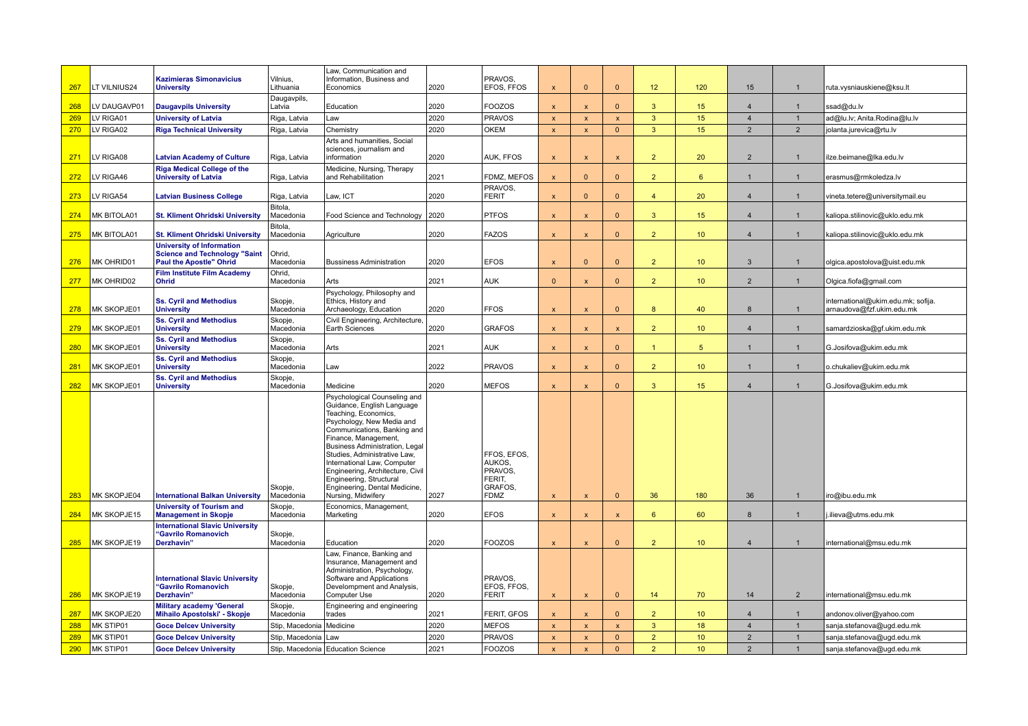| | | | | | | | | | | | | | | |
|---|---|---|---|---|---|---|---|---|---|---|---|---|---|---|
| 267 | LT VILNIUS24 | **Kazimieras Simonavicius University** | Vilnius, Lithuania | Law, Communication and Information, Business and Economics | 2020 | PRAVOS, EFOS, FFOS | x | 0 | 0 | 12 | 120 | 15 | 1 | ruta.vysniauskiene@ksu.lt |
| 268 | LV DAUGAVP01 | **Daugavpils University** | Daugavpils, Latvia | Education | 2020 | FOOZOS | x | x | 0 | 3 | 15 | 4 | 1 | ssad@du.lv |
| 269 | LV RIGA01 | **University of Latvia** | Riga, Latvia | Law | 2020 | PRAVOS | x | x | x | 3 | 15 | 4 | 1 | ad@lu.lv; Anita.Rodina@lu.lv |
| 270 | LV RIGA02 | **Riga Technical University** | Riga, Latvia | Chemistry | 2020 | OKEM | x | x | 0 | 3 | 15 | 2 | 2 | jolanta.jurevica@rtu.lv |
| 271 | LV RIGA08 | **Latvian Academy of Culture** | Riga, Latvia | Arts and humanities, Social sciences, journalism and information | 2020 | AUK, FFOS | x | x | x | 2 | 20 | 2 | 1 | ilze.beimane@lka.edu.lv |
| 272 | LV RIGA46 | **Riga Medical College of the University of Latvia** | Riga, Latvia | Medicine, Nursing, Therapy and Rehabilitation | 2021 | FDMZ, MEFOS | x | 0 | 0 | 2 | 6 | 1 | 1 | erasmus@rmkoledza.lv |
| 273 | LV RIGA54 | **Latvian Business College** | Riga, Latvia | Law, ICT | 2020 | PRAVOS, FERIT | x | 0 | 0 | 4 | 20 | 4 | 1 | vineta.tetere@universitymail.eu |
| 274 | MK BITOLA01 | **St. Kliment Ohridski University** | Bitola, Macedonia | Food Science and Technology | 2020 | PTFOS | x | x | 0 | 3 | 15 | 4 | 1 | kaliopa.stilinovic@uklo.edu.mk |
| 275 | MK BITOLA01 | **St. Kliment Ohridski University** | Bitola, Macedonia | Agriculture | 2020 | FAZOS | x | x | 0 | 2 | 10 | 4 | 1 | kaliopa.stilinovic@uklo.edu.mk |
| 276 | MK OHRID01 | **University of Information Science and Technology "Saint Paul the Apostle" Ohrid** | Ohrid, Macedonia | Bussiness Administration | 2020 | EFOS | x | 0 | 0 | 2 | 10 | 3 | 1 | olgica.apostolova@uist.edu.mk |
| 277 | MK OHRID02 | **Film Institute Film Academy Ohrid** | Ohrid, Macedonia | Arts | 2021 | AUK | 0 | x | 0 | 2 | 10 | 2 | 1 | Olgica.fiofa@gmail.com |
| 278 | MK SKOPJE01 | **Ss. Cyril and Methodius University** | Skopje, Macedonia | Psychology, Philosophy and Ethics, History and Archaeology, Education | 2020 | FFOS | x | x | 0 | 8 | 40 | 8 | 1 | international@ukim.edu.mk; sofija.arnaudova@fzf.ukim.edu.mk |
| 279 | MK SKOPJE01 | **Ss. Cyril and Methodius University** | Skopje, Macedonia | Civil Engineering, Architecture, Earth Sciences | 2020 | GRAFOS | x | x | x | 2 | 10 | 4 | 1 | samardzioska@gf.ukim.edu.mk |
| 280 | MK SKOPJE01 | **Ss. Cyril and Methodius University** | Skopje, Macedonia | Arts | 2021 | AUK | x | x | 0 | 1 | 5 | 1 | 1 | G.Josifova@ukim.edu.mk |
| 281 | MK SKOPJE01 | **Ss. Cyril and Methodius University** | Skopje, Macedonia | Law | 2022 | PRAVOS | x | x | 0 | 2 | 10 | 1 | 1 | o.chukaliev@ukim.edu.mk |
| 282 | MK SKOPJE01 | **Ss. Cyril and Methodius University** | Skopje, Macedonia | Medicine | 2020 | MEFOS | x | x | 0 | 3 | 15 | 4 | 1 | G.Josifova@ukim.edu.mk |
| 283 | MK SKOPJE04 | **International Balkan University** | Skopje, Macedonia | Psychological Counseling and Guidance, English Language Teaching, Economics, Psychology, New Media and Communications, Banking and Finance, Management, Business Administration, Legal Studies, Administrative Law, International Law, Computer Engineering, Architecture, Civil Engineering, Structural Engineering, Dental Medicine, Nursing, Midwifery | 2027 | FFOS, EFOS, AUKOS, PRAVOS, FERIT, GRAFOS, FDMZ | x | x | 0 | 36 | 180 | 36 | 1 | iro@ibu.edu.mk |
| 284 | MK SKOPJE15 | **University of Tourism and Management in Skopje** | Skopje, Macedonia | Economics, Management, Marketing | 2020 | EFOS | x | x | x | 6 | 60 | 8 | 1 | j.ilieva@utms.edu.mk |
| 285 | MK SKOPJE19 | **International Slavic University "Gavrilo Romanovich Derzhavin"** | Skopje, Macedonia | Education | 2020 | FOOZOS | x | x | 0 | 2 | 10 | 4 | 1 | international@msu.edu.mk |
| 286 | MK SKOPJE19 | **International Slavic University "Gavrilo Romanovich Derzhavin"** | Skopje, Macedonia | Law, Finance, Banking and Insurance, Management and Administration, Psychology, Software and Applications Develompment and Analysis, Computer Use | 2020 | PRAVOS, EFOS, FFOS, FERIT | x | x | 0 | 14 | 70 | 14 | 2 | international@msu.edu.mk |
| 287 | MK SKOPJE20 | **Military academy 'General Mihailo Apostolski' - Skopje** | Skopje, Macedonia | Engineering and engineering trades | 2021 | FERIT, GFOS | x | x | 0 | 2 | 10 | 4 | 1 | andonov.oliver@yahoo.com |
| 288 | MK STIP01 | **Goce Delcev University** | Stip, Macedonia | Medicine | 2020 | MEFOS | x | x | x | 3 | 18 | 4 | 1 | sanja.stefanova@ugd.edu.mk |
| 289 | MK STIP01 | **Goce Delcev University** | Stip, Macedonia | Law | 2020 | PRAVOS | x | x | 0 | 2 | 10 | 2 | 1 | sanja.stefanova@ugd.edu.mk |
| 290 | MK STIP01 | **Goce Delcev University** | Stip, Macedonia | Education Science | 2021 | FOOZOS | x | x | 0 | 2 | 10 | 2 | 1 | sanja.stefanova@ugd.edu.mk |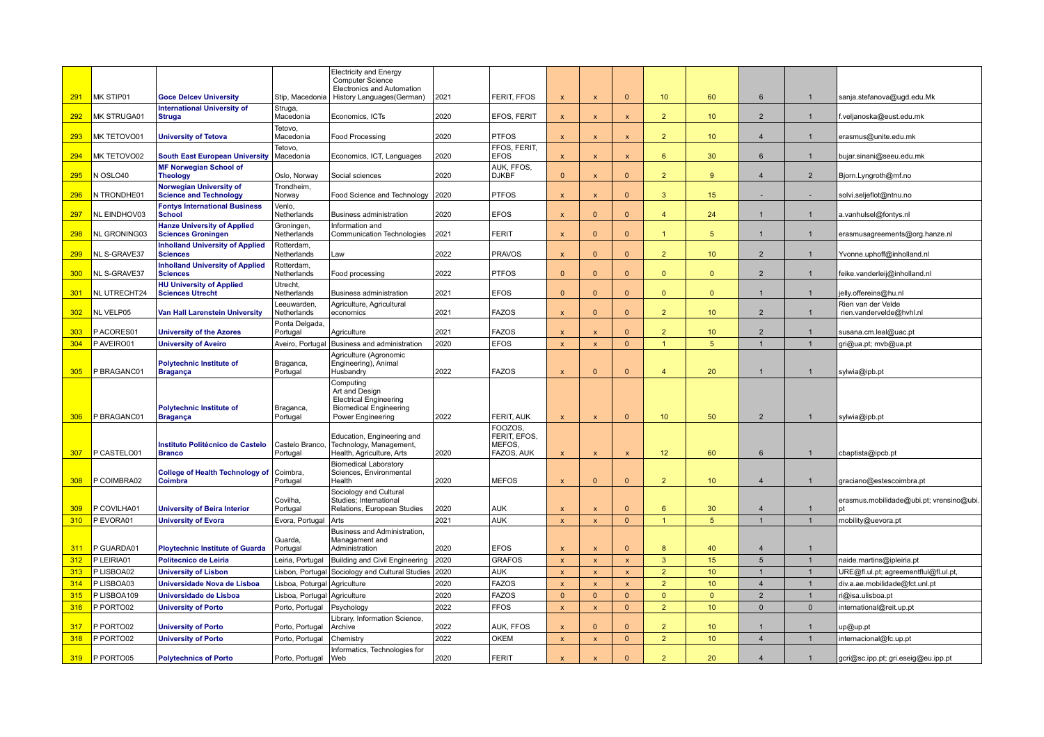| | | | | | | | | | | | | | | |
|---|---|---|---|---|---|---|---|---|---|---|---|---|---|---|
| 291 | MK STIP01 | Goce Delcev University | Stip, Macedonia | Electricity and Energy<br>Computer Science<br>Electronics and Automation<br>History Languages(German) | 2021 | FERIT, FFOS | x | x | 0 | 10 | 60 | 6 | 1 | sanja.stefanova@ugd.edu.Mk |
| 292 | MK STRUGA01 | International University of Struga | Struga, Macedonia | Economics, ICTs | 2020 | EFOS, FERIT | x | x | x | 2 | 10 | 2 | 1 | f.veljanoska@eust.edu.mk |
| 293 | MK TETOVO01 | University of Tetova | Tetovo, Macedonia | Food Processing | 2020 | PTFOS | x | x | x | 2 | 10 | 4 | 1 | erasmus@unite.edu.mk |
| 294 | MK TETOVO02 | South East European University | Tetovo, Macedonia | Economics, ICT, Languages | 2020 | FFOS, FERIT, EFOS | x | x | x | 6 | 30 | 6 | 1 | bujar.sinani@seeu.edu.mk |
| 295 | N OSLO40 | MF Norwegian School of Theology | Oslo, Norway | Social sciences | 2020 | AUK, FFOS, DJKBF | 0 | x | 0 | 2 | 9 | 4 | 2 | Bjorn.Lyngroth@mf.no |
| 296 | N TRONDHE01 | Norwegian University of Science and Technology | Trondheim, Norway | Food Science and Technology | 2020 | PTFOS | x | x | 0 | 3 | 15 | - | - | solvi.seljeflot@ntnu.no |
| 297 | NL EINDHOV03 | Fontys International Business School | Venlo, Netherlands | Business administration | 2020 | EFOS | x | 0 | 0 | 4 | 24 | 1 | 1 | a.vanhulsel@fontys.nl |
| 298 | NL GRONING03 | Hanze University of Applied Sciences Groningen | Groningen, Netherlands | Information and Communication Technologies | 2021 | FERIT | x | 0 | 0 | 1 | 5 | 1 | 1 | erasmusagreements@org.hanze.nl |
| 299 | NL S-GRAVE37 | Inholland University of Applied Sciences | Rotterdam, Netherlands | Law | 2022 | PRAVOS | x | 0 | 0 | 2 | 10 | 2 | 1 | Yvonne.uphoff@inholland.nl |
| 300 | NL S-GRAVE37 | Inholland University of Applied Sciences | Rotterdam, Netherlands | Food processing | 2022 | PTFOS | 0 | 0 | 0 | 0 | 0 | 2 | 1 | feike.vanderleij@inholland.nl |
| 301 | NL UTRECHT24 | HU University of Applied Sciences Utrecht | Utrecht, Netherlands | Business administration | 2021 | EFOS | 0 | 0 | 0 | 0 | 0 | 1 | 1 | jelly.offereins@hu.nl |
| 302 | NL VELP05 | Van Hall Larenstein University | Leeuwarden, Netherlands | Agriculture, Agricultural economics | 2021 | FAZOS | x | 0 | 0 | 2 | 10 | 2 | 1 | Rien van der Velde<br>rien.vandervelde@hvhl.nl |
| 303 | P ACORES01 | University of the Azores | Ponta Delgada, Portugal | Agriculture | 2021 | FAZOS | x | x | 0 | 2 | 10 | 2 | 1 | susana.cm.leal@uac.pt |
| 304 | P AVEIRO01 | University of Aveiro | Aveiro, Portugal | Business and administration | 2020 | EFOS | x | x | 0 | 1 | 5 | 1 | 1 | gri@ua.pt; mvb@ua.pt |
| 305 | P BRAGANC01 | Polytechnic Institute of Bragança | Braganca, Portugal | Agriculture (Agronomic Engineering), Animal Husbandry | 2022 | FAZOS | x | 0 | 0 | 4 | 20 | 1 | 1 | sylwia@ipb.pt |
| 306 | P BRAGANC01 | Polytechnic Institute of Bragança | Braganca, Portugal | Computing<br>Art and Design<br>Electrical Engineering<br>Biomedical Engineering<br>Power Engineering | 2022 | FERIT, AUK | x | x | 0 | 10 | 50 | 2 | 1 | sylwia@ipb.pt |
| 307 | P CASTELO01 | Instituto Politécnico de Castelo Branco | Castelo Branco, Portugal | Education, Engineering and Technology, Management, Health, Agriculture, Arts | 2020 | FOOZOS, FERIT, EFOS, MEFOS, FAZOS, AUK | x | x | x | 12 | 60 | 6 | 1 | cbaptista@ipcb.pt |
| 308 | P COIMBRA02 | College of Health Technology of Coimbra | Coimbra, Portugal | Biomedical Laboratory Sciences, Environmental Health | 2020 | MEFOS | x | 0 | 0 | 2 | 10 | 4 | 1 | graciano@estescoimbra.pt |
| 309 | P COVILHA01 | University of Beira Interior | Covilha, Portugal | Sociology and Cultural Studies; International Relations, European Studies | 2020 | AUK | x | x | 0 | 6 | 30 | 4 | 1 | erasmus.mobilidade@ubi.pt; vrensino@ubi.pt |
| 310 | P EVORA01 | University of Evora | Evora, Portugal | Arts | 2021 | AUK | x | x | 0 | 1 | 5 | 1 | 1 | mobility@uevora.pt |
| 311 | P GUARDA01 | Ploytechnic Institute of Guarda | Guarda, Portugal | Business and Administration, Managament and Administration | 2020 | EFOS | x | x | 0 | 8 | 40 | 4 | 1 | |
| 312 | P LEIRIA01 | Politecnico de Leiria | Leiria, Portugal | Building and Civil Engineering | 2020 | GRAFOS | x | x | x | 3 | 15 | 5 | 1 | naide.martins@ipleiria.pt |
| 313 | P LISBOA02 | University of Lisbon | Lisbon, Portugal | Sociology and Cultural Studies | 2020 | AUK | x | x | x | 2 | 10 | 1 | 1 | URE@fl.ul.pt; agreementflul@fl.ul.pt, |
| 314 | P LISBOA03 | Universidade Nova de Lisboa | Lisboa, Poturgal | Agriculture | 2020 | FAZOS | x | x | x | 2 | 10 | 4 | 1 | div.a.ae.mobilidade@fct.unl.pt |
| 315 | P LISBOA109 | Universidade de Lisboa | Lisboa, Portugal | Agriculture | 2020 | FAZOS | 0 | 0 | 0 | 0 | 0 | 2 | 1 | ri@isa.ulisboa.pt |
| 316 | P PORTO02 | University of Porto | Porto, Portugal | Psychology | 2022 | FFOS | x | x | 0 | 2 | 10 | 0 | 0 | international@reit.up.pt |
| 317 | P PORTO02 | University of Porto | Porto, Portugal | Library, Information Science, Archive | 2022 | AUK, FFOS | x | 0 | 0 | 2 | 10 | 1 | 1 | up@up.pt |
| 318 | P PORTO02 | University of Porto | Porto, Portugal | Chemistry | 2022 | OKEM | x | x | 0 | 2 | 10 | 4 | 1 | internacional@fc.up.pt |
| 319 | P PORTO05 | Polytechnics of Porto | Porto, Portugal | Informatics, Technologies for Web | 2020 | FERIT | x | x | 0 | 2 | 20 | 4 | 1 | gcri@sc.ipp.pt; gri.eseig@eu.ipp.pt |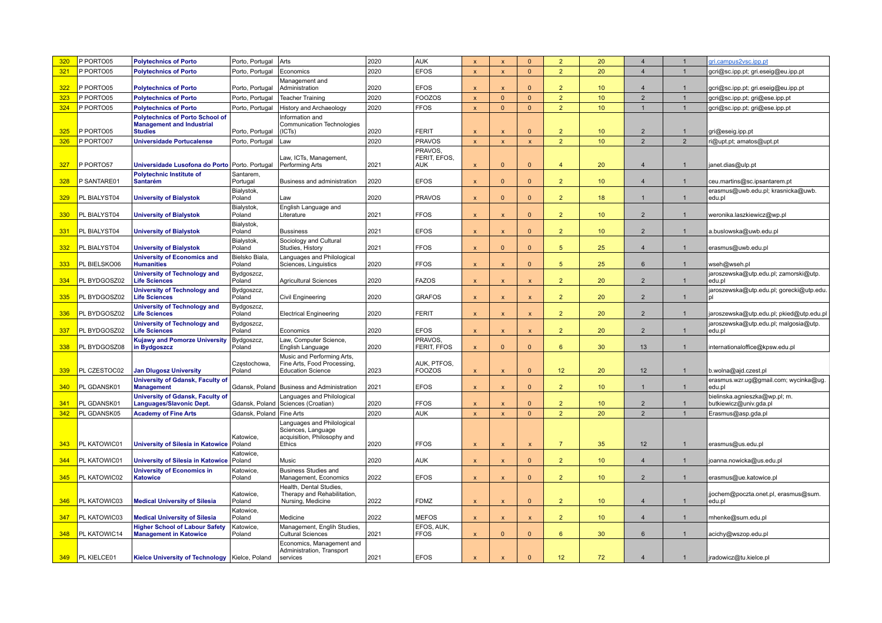| 320 | P PORTO05 | **Polytechnics of Porto** | Porto, Portugal | Arts | 2020 | AUK | x | x | 0 | 2 | 20 | 4 | 1 | gri.campus2vsc.ipp.pt |
|---|---|---|---|---|---|---|---|---|---|---|---|---|---|---|
| 321 | P PORTO05 | **Polytechnics of Porto** | Porto, Portugal | Economics | 2020 | EFOS | x | x | 0 | 2 | 20 | 4 | 1 | gcri@sc.ipp.pt; gri.eseig@eu.ipp.pt |
| 322 | P PORTO05 | **Polytechnics of Porto** | Porto, Portugal | Management and Administration | 2020 | EFOS | x | x | 0 | 2 | 10 | 4 | 1 | gcri@sc.ipp.pt; gri.eseig@eu.ipp.pt |
| 323 | P PORTO05 | **Polytechnics of Porto** | Porto, Portugal | Teacher Training | 2020 | FOOZOS | x | 0 | 0 | 2 | 10 | 2 | 1 | gcri@sc.ipp.pt; gri@ese.ipp.pt |
| 324 | P PORTO05 | **Polytechnics of Porto** | Porto, Portugal | History and Archaeology | 2020 | FFOS | x | 0 | 0 | 2 | 10 | 1 | 1 | gcri@sc.ipp.pt; gri@ese.ipp.pt |
| 325 | P PORTO05 | **Polytechnics of Porto School of Management and Industrial Studies** | Porto, Portugal | Information and Communication Technologies (ICTs) | 2020 | FERIT | x | x | 0 | 2 | 10 | 2 | 1 | gri@eseig.ipp.pt |
| 326 | P PORTO07 | **Universidade Portucalense** | Porto, Portugal | Law | 2020 | PRAVOS | x | x | x | 2 | 10 | 2 | 2 | ri@upt.pt; amatos@upt.pt |
| 327 | P PORTO57 | **Universidade Lusofona do Porto** | Porto. Portugal | Law, ICTs, Management, Performing Arts | 2021 | PRAVOS, FERIT, EFOS, AUK | x | 0 | 0 | 4 | 20 | 4 | 1 | janet.dias@ulp.pt |
| 328 | P SANTARE01 | **Polytechnic Institute of Santarém** | Santarem, Portugal | Business and administration | 2020 | EFOS | x | 0 | 0 | 2 | 10 | 4 | 1 | ceu.martins@sc.ipsantarem.pt |
| 329 | PL BIALYST04 | **University of Bialystok** | Bialystok, Poland | Law | 2020 | PRAVOS | x | 0 | 0 | 2 | 18 | 1 | 1 | erasmus@uwb.edu.pl; krasnicka@uwb.edu.pl |
| 330 | PL BIALYST04 | **University of Bialystok** | Bialystok, Poland | English Language and Literature | 2021 | FFOS | x | x | 0 | 2 | 10 | 2 | 1 | weronika.laszkiewicz@wp.pl |
| 331 | PL BIALYST04 | **University of Bialystok** | Bialystok, Poland | Bussiness | 2021 | EFOS | x | x | 0 | 2 | 10 | 2 | 1 | a.buslowska@uwb.edu.pl |
| 332 | PL BIALYST04 | **University of Bialystok** | Bialystok, Poland | Sociology and Cultural Studies, History | 2021 | FFOS | x | 0 | 0 | 5 | 25 | 4 | 1 | erasmus@uwb.edu.pl |
| 333 | PL BIELSKO06 | **University of Economics and Humanities** | Bielsko Biala, Poland | Languages and Philological Sciences, Linguistics | 2020 | FFOS | x | x | 0 | 5 | 25 | 6 | 1 | wseh@wseh.pl |
| 334 | PL BYDGOSZ02 | **University of Technology and Life Sciences** | Bydgoszcz, Poland | Agricultural Sciences | 2020 | FAZOS | x | x | x | 2 | 20 | 2 | 1 | jaroszewska@utp.edu.pl; zamorski@utp.edu.pl |
| 335 | PL BYDGOSZ02 | **University of Technology and Life Sciences** | Bydgoszcz, Poland | Civil Engineering | 2020 | GRAFOS | x | x | x | 2 | 20 | 2 | 1 | jaroszewska@utp.edu.pl; gorecki@utp.edu.pl |
| 336 | PL BYDGOSZ02 | **University of Technology and Life Sciences** | Bydgoszcz, Poland | Electrical Engineering | 2020 | FERIT | x | x | x | 2 | 20 | 2 | 1 | jaroszewska@utp.edu.pl; pkied@utp.edu.pl |
| 337 | PL BYDGOSZ02 | **University of Technology and Life Sciences** | Bydgoszcz, Poland | Economics | 2020 | EFOS | x | x | x | 2 | 20 | 2 | 1 | jaroszewska@utp.edu.pl; malgosia@utp.edu.pl |
| 338 | PL BYDGOSZ08 | **Kujawy and Pomorze University in Bydgoszcz** | Bydgoszcz, Poland | Law, Computer Science, English Language | 2020 | PRAVOS, FERIT, FFOS | x | 0 | 0 | 6 | 30 | 13 | 1 | internationaloffice@kpsw.edu.pl |
| 339 | PL CZESTOC02 | **Jan Dlugosz University** | Częstochowa, Poland | Music and Performing Arts, Fine Arts, Food Processing, Education Science | 2023 | AUK, PTFOS, FOOZOS | x | x | 0 | 12 | 20 | 12 | 1 | b.wolna@ajd.czest.pl |
| 340 | PL GDANSK01 | **University of Gdansk, Faculty of Management** | Gdansk, Poland | Business and Administration | 2021 | EFOS | x | x | 0 | 2 | 10 | 1 | 1 | erasmus.wzr.ug@gmail.com; wycinka@ug.edu.pl |
| 341 | PL GDANSK01 | **University of Gdansk, Faculty of Languages/Slavonic Dept.** | Gdansk, Poland | Languages and Philological Sciences (Croatian) | 2020 | FFOS | x | x | 0 | 2 | 10 | 2 | 1 | bielinska.agnieszka@wp.pl; m.butkiewicz@univ.gda.pl |
| 342 | PL GDANSK05 | **Academy of Fine Arts** | Gdansk, Poland | Fine Arts | 2020 | AUK | x | x | 0 | 2 | 20 | 2 | 1 | Erasmus@asp.gda.pl |
| 343 | PL KATOWIC01 | **University of Silesia in Katowice** | Katowice, Poland | Languages and Philological Sciences, Language acquisition, Philosophy and Ethics | 2020 | FFOS | x | x | x | 7 | 35 | 12 | 1 | erasmus@us.edu.pl |
| 344 | PL KATOWIC01 | **University of Silesia in Katowice** | Katowice, Poland | Music | 2020 | AUK | x | x | 0 | 2 | 10 | 4 | 1 | joanna.nowicka@us.edu.pl |
| 345 | PL KATOWIC02 | **University of Economics in Katowice** | Katowice, Poland | Business Studies and Management, Economics | 2022 | EFOS | x | x | 0 | 2 | 10 | 2 | 1 | erasmus@ue.katowice.pl |
| 346 | PL KATOWIC03 | **Medical University of Silesia** | Katowice, Poland | Health, Dental Studies, Therapy and Rehabilitation, Nursing, Medicine | 2022 | FDMZ | x | x | 0 | 2 | 10 | 4 | 1 | jjochem@poczta.onet.pl, erasmus@sum.edu.pl |
| 347 | PL KATOWIC03 | **Medical University of Silesia** | Katowice, Poland | Medicine | 2022 | MEFOS | x | x | x | 2 | 10 | 4 | 1 | mhenke@sum.edu.pl |
| 348 | PL KATOWIC14 | **Higher School of Labour Safety Management in Katowice** | Katowice, Poland | Management, Englih Studies, Cultural Sciences | 2021 | EFOS, AUK, FFOS | x | 0 | 0 | 6 | 30 | 6 | 1 | acichy@wszop.edu.pl |
| 349 | PL KIELCE01 | **Kielce University of Technology** | Kielce, Poland | Economics, Management and Administration, Transport services | 2021 | EFOS | x | x | 0 | 12 | 72 | 4 | 1 | jradowicz@tu.kielce.pl |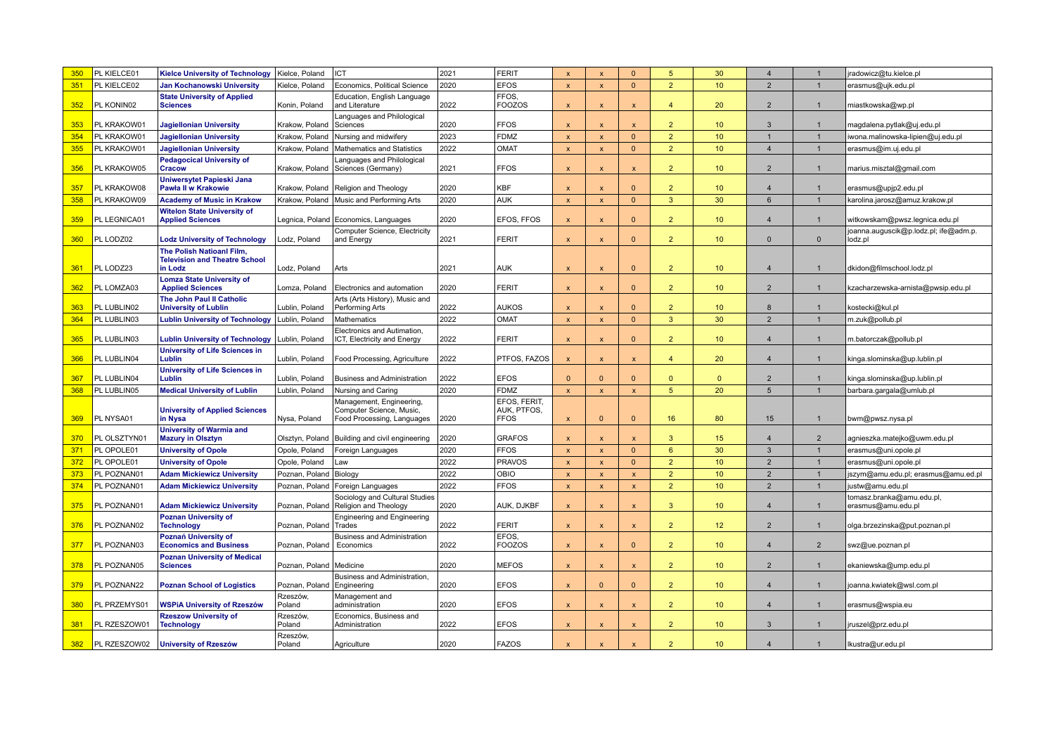| 350 | PL KIELCE01 | **Kielce University of Technology** | Kielce, Poland | ICT | 2021 | FERIT | x | x | 0 | 5 | 30 | 4 | 1 | jradowicz@tu.kielce.pl |
|---|---|---|---|---|---|---|---|---|---|---|---|---|---|---|
| 351 | PL KIELCE02 | **Jan Kochanowski University** | Kielce, Poland | Economics, Political Science | 2020 | EFOS | x | x | 0 | 2 | 10 | 2 | 1 | erasmus@ujk.edu.pl |
| 352 | PL KONIN02 | **State University of Applied Sciences** | Konin, Poland | Education, English Language and Literature | 2022 | FFOS, FOOZOS | x | x | x | 4 | 20 | 2 | 1 | miastkowska@wp.pl |
| 353 | PL KRAKOW01 | **Jagiellonian University** | Krakow, Poland | Languages and Philological Sciences | 2020 | FFOS | x | x | x | 2 | 10 | 3 | 1 | magdalena.pytlak@uj.edu.pl |
| 354 | PL KRAKOW01 | **Jagiellonian University** | Krakow, Poland | Nursing and midwifery | 2023 | FDMZ | x | x | 0 | 2 | 10 | 1 | 1 | iwona.malinowska-lipien@uj.edu.pl |
| 355 | PL KRAKOW01 | **Jagiellonian University** | Krakow, Poland | Mathematics and Statistics | 2022 | OMAT | x | x | 0 | 2 | 10 | 4 | 1 | erasmus@im.uj.edu.pl |
| 356 | PL KRAKOW05 | **Pedagocical University of Cracow** | Krakow, Poland | Languages and Philological Sciences (Germany) | 2021 | FFOS | x | x | x | 2 | 10 | 2 | 1 | marius.misztal@gmail.com |
| 357 | PL KRAKOW08 | **Uniwersytet Papieski Jana Pawła II w Krakowie** | Krakow, Poland | Religion and Theology | 2020 | KBF | x | x | 0 | 2 | 10 | 4 | 1 | erasmus@upjp2.edu.pl |
| 358 | PL KRAKOW09 | **Academy of Music in Krakow** | Krakow, Poland | Music and Performing Arts | 2020 | AUK | x | x | 0 | 3 | 30 | 6 | 1 | karolina.jarosz@amuz.krakow.pl |
| 359 | PL LEGNICA01 | **Witelon State University of Applied Sciences** | Legnica, Poland | Economics, Languages | 2020 | EFOS, FFOS | x | x | 0 | 2 | 10 | 4 | 1 | witkowskam@pwsz.legnica.edu.pl |
| 360 | PL LODZ02 | **Lodz University of Technology** | Lodz, Poland | Computer Science, Electricity and Energy | 2021 | FERIT | x | x | 0 | 2 | 10 | 0 | 0 | joanna.auguscik@p.lodz.pl; ife@adm.p.lodz.pl |
| 361 | PL LODZ23 | **The Polish Natioanl Film, Television and Theatre School in Lodz** | Lodz, Poland | Arts | 2021 | AUK | x | x | 0 | 2 | 10 | 4 | 1 | dkidon@filmschool.lodz.pl |
| 362 | PL LOMZA03 | **Lomza State University of Applied Sciences** | Lomza, Poland | Electronics and automation | 2020 | FERIT | x | x | 0 | 2 | 10 | 2 | 1 | kzacharzewska-arnista@pwsip.edu.pl |
| 363 | PL LUBLIN02 | **The John Paul II Catholic University of Lublin** | Lublin, Poland | Arts (Arts History), Music and Performing Arts | 2022 | AUKOS | x | x | 0 | 2 | 10 | 8 | 1 | kostecki@kul.pl |
| 364 | PL LUBLIN03 | **Lublin University of Technology** | Lublin, Poland | Mathematics | 2022 | OMAT | x | x | 0 | 3 | 30 | 2 | 1 | m.zuk@pollub.pl |
| 365 | PL LUBLIN03 | **Lublin University of Technology** | Lublin, Poland | Electronics and Autimation, ICT, Electricity and Energy | 2022 | FERIT | x | x | 0 | 2 | 10 | 4 | 1 | m.batorczak@pollub.pl |
| 366 | PL LUBLIN04 | **University of Life Sciences in Lublin** | Lublin, Poland | Food Processing, Agriculture | 2022 | PTFOS, FAZOS | x | x | x | 4 | 20 | 4 | 1 | kinga.slominska@up.lublin.pl |
| 367 | PL LUBLIN04 | **University of Life Sciences in Lublin** | Lublin, Poland | Business and Administration | 2022 | EFOS | 0 | 0 | 0 | 0 | 0 | 2 | 1 | kinga.slominska@up.lublin.pl |
| 368 | PL LUBLIN05 | **Medical University of Lublin** | Lublin, Poland | Nursing and Caring | 2020 | FDMZ | x | x | x | 5 | 20 | 5 | 1 | barbara.gargala@umlub.pl |
| 369 | PL NYSA01 | **University of Applied Sciences in Nysa** | Nysa, Poland | Management, Engineering, Computer Science, Music, Food Processing, Languages | 2020 | EFOS, FERIT, AUK, PTFOS, FFOS | x | 0 | 0 | 16 | 80 | 15 | 1 | bwm@pwsz.nysa.pl |
| 370 | PL OLSZTYN01 | **University of Warmia and Mazury in Olsztyn** | Olsztyn, Poland | Building and civil engineering | 2020 | GRAFOS | x | x | x | 3 | 15 | 4 | 2 | agnieszka.matejko@uwm.edu.pl |
| 371 | PL OPOLE01 | **University of Opole** | Opole, Poland | Foreign Languages | 2020 | FFOS | x | x | 0 | 6 | 30 | 3 | 1 | erasmus@uni.opole.pl |
| 372 | PL OPOLE01 | **University of Opole** | Opole, Poland | Law | 2022 | PRAVOS | x | x | 0 | 2 | 10 | 2 | 1 | erasmus@uni.opole.pl |
| 373 | PL POZNAN01 | **Adam Mickiewicz University** | Poznan, Poland | Biology | 2022 | OBIO | x | x | x | 2 | 10 | 2 | 1 | jszym@amu.edu.pl; erasmus@amu.ed.pl |
| 374 | PL POZNAN01 | **Adam Mickiewicz University** | Poznan, Poland | Foreign Languages | 2022 | FFOS | x | x | x | 2 | 10 | 2 | 1 | justw@amu.edu.pl |
| 375 | PL POZNAN01 | **Adam Mickiewicz University** | Poznan, Poland | Sociology and Cultural Studies Religion and Theology | 2020 | AUK, DJKBF | x | x | x | 3 | 10 | 4 | 1 | tomasz.branka@amu.edu.pl, erasmus@amu.edu.pl |
| 376 | PL POZNAN02 | **Poznan University of Technology** | Poznan, Poland | Engineering and Engineering Trades | 2022 | FERIT | x | x | x | 2 | 12 | 2 | 1 | olga.brzezinska@put.poznan.pl |
| 377 | PL POZNAN03 | **Poznań University of Economics and Business** | Poznan, Poland | Business and Administration Economics | 2022 | EFOS, FOOZOS | x | x | 0 | 2 | 10 | 4 | 2 | swz@ue.poznan.pl |
| 378 | PL POZNAN05 | **Poznan University of Medical Sciences** | Poznan, Poland | Medicine | 2020 | MEFOS | x | x | x | 2 | 10 | 2 | 1 | ekaniewska@ump.edu.pl |
| 379 | PL POZNAN22 | **Poznan School of Logistics** | Poznan, Poland | Business and Administration, Engineering | 2020 | EFOS | x | 0 | 0 | 2 | 10 | 4 | 1 | joanna.kwiatek@wsl.com.pl |
| 380 | PL PRZEMYS01 | **WSPiA University of Rzeszów** | Rzeszów, Poland | Management and administration | 2020 | EFOS | x | x | x | 2 | 10 | 4 | 1 | erasmus@wspia.eu |
| 381 | PL RZESZOW01 | **Rzeszow University of Technology** | Rzeszów, Poland | Economics, Business and Administration | 2022 | EFOS | x | x | x | 2 | 10 | 3 | 1 | jruszel@prz.edu.pl |
| 382 | PL RZESZOW02 | **University of Rzeszów** | Rzeszów, Poland | Agriculture | 2020 | FAZOS | x | x | x | 2 | 10 | 4 | 1 | lkustra@ur.edu.pl |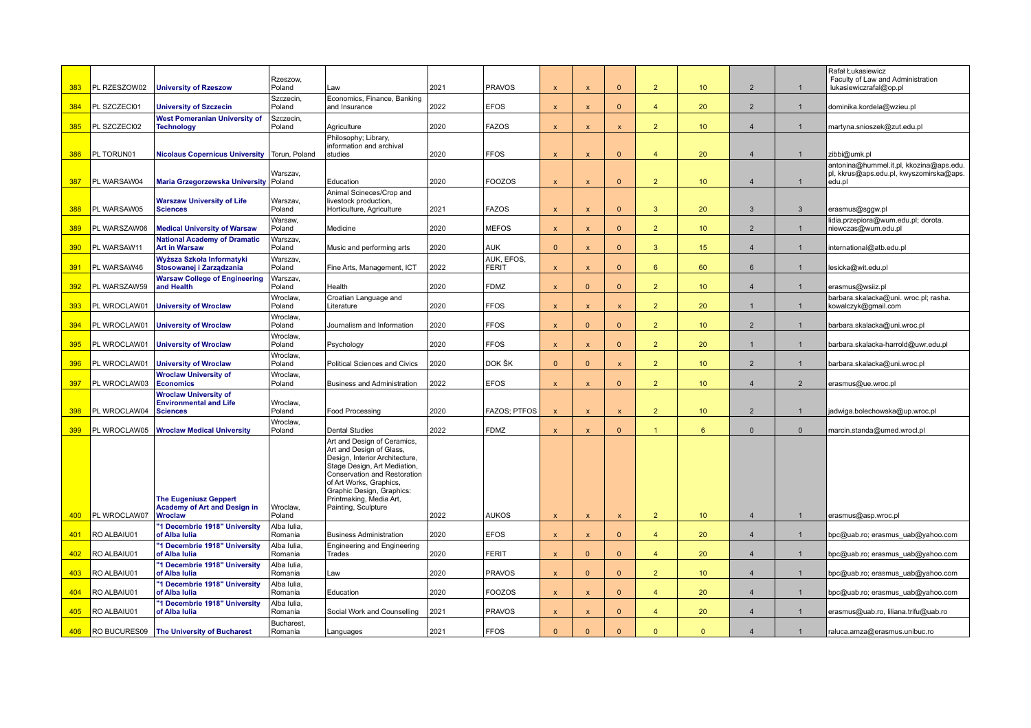| | | | | | | | | | | | | | | |
|---|---|---|---|---|---|---|---|---|---|---|---|---|---|---|
| 383 | PL RZESZOW02 | **University of Rzeszow** | Rzeszow, Poland | Law | 2021 | PRAVOS | x | x | 0 | 2 | 10 | 2 | 1 | Rafał Łukasiewicz Faculty of Law and Administration lukasiewiczrafal@op.pl |
| 384 | PL SZCZECI01 | **University of Szczecin** | Szczecin, Poland | Economics, Finance, Banking and Insurance | 2022 | EFOS | x | x | 0 | 4 | 20 | 2 | 1 | dominika.kordela@wzieu.pl |
| 385 | PL SZCZECI02 | **West Pomeranian University of Technology** | Szczecin, Poland | Agriculture | 2020 | FAZOS | x | x | x | 2 | 10 | 4 | 1 | martyna.snioszek@zut.edu.pl |
| 386 | PL TORUN01 | **Nicolaus Copernicus University** | Torun, Poland | Philosophy; Library, information and archival studies | 2020 | FFOS | x | x | 0 | 4 | 20 | 4 | 1 | zibbi@umk.pl |
| 387 | PL WARSAW04 | **Maria Grzegorzewska University** | Warszav, Poland | Education | 2020 | FOOZOS | x | x | 0 | 2 | 10 | 4 | 1 | antonina@hummel.it.pl, kkozina@aps.edu.pl, kkrus@aps.edu.pl, kwyszomirska@aps.edu.pl |
| 388 | PL WARSAW05 | **Warszaw University of Life Sciences** | Warszav, Poland | Animal Scineces/Crop and livestock production, Horticulture, Agriculture | 2021 | FAZOS | x | x | 0 | 3 | 20 | 3 | 3 | erasmus@sggw.pl |
| 389 | PL WARSZAW06 | **Medical University of Warsaw** | Warsaw, Poland | Medicine | 2020 | MEFOS | x | x | 0 | 2 | 10 | 2 | 1 | lidia.przepiora@wum.edu.pl; dorota.niewczas@wum.edu.pl |
| 390 | PL WARSAW11 | **National Academy of Dramatic Art in Warsaw** | Warszav, Poland | Music and performing arts | 2020 | AUK | 0 | x | 0 | 3 | 15 | 4 | 1 | international@atb.edu.pl |
| 391 | PL WARSAW46 | **Wyższa Szkoła Informatyki Stosowanej i Zarządzania** | Warszav, Poland | Fine Arts, Management, ICT | 2022 | AUK, EFOS, FERIT | x | x | 0 | 6 | 60 | 6 | 1 | lesicka@wit.edu.pl |
| 392 | PL WARSZAW59 | **Warsaw College of Engineering and Health** | Warszav, Poland | Health | 2020 | FDMZ | x | 0 | 0 | 2 | 10 | 4 | 1 | erasmus@wsiiz.pl |
| 393 | PL WROCLAW01 | **University of Wroclaw** | Wroclaw, Poland | Croatian Language and Literature | 2020 | FFOS | x | x | x | 2 | 20 | 1 | 1 | barbara.skalacka@uni. wroc.pl; rasha.kowalczyk@gmail.com |
| 394 | PL WROCLAW01 | **University of Wroclaw** | Wroclaw, Poland | Journalism and Information | 2020 | FFOS | x | 0 | 0 | 2 | 10 | 2 | 1 | barbara.skalacka@uni.wroc.pl |
| 395 | PL WROCLAW01 | **University of Wroclaw** | Wroclaw, Poland | Psychology | 2020 | FFOS | x | x | 0 | 2 | 20 | 1 | 1 | barbara.skalacka-harrold@uwr.edu.pl |
| 396 | PL WROCLAW01 | **University of Wroclaw** | Wroclaw, Poland | Political Sciences and Civics | 2020 | DOK ŠK | 0 | 0 | x | 2 | 10 | 2 | 1 | barbara.skalacka@uni.wroc.pl |
| 397 | PL WROCLAW03 | **Wroclaw University of Economics** | Wroclaw, Poland | Business and Administration | 2022 | EFOS | x | x | 0 | 2 | 10 | 4 | 2 | erasmus@ue.wroc.pl |
| 398 | PL WROCLAW04 | **Wroclaw University of Environmental and Life Sciences** | Wroclaw, Poland | Food Processing | 2020 | FAZOS; PTFOS | x | x | x | 2 | 10 | 2 | 1 | jadwiga.bolechowska@up.wroc.pl |
| 399 | PL WROCLAW05 | **Wroclaw Medical University** | Wroclaw, Poland | Dental Studies | 2022 | FDMZ | x | x | 0 | 1 | 6 | 0 | 0 | marcin.standa@umed.wrocl.pl |
| 400 | PL WROCLAW07 | **The Eugeniusz Geppert Academy of Art and Design in Wroclaw** | Wroclaw, Poland | Art and Design of Ceramics, Art and Design of Glass, Design, Interior Architecture, Stage Design, Art Mediation, Conservation and Restoration of Art Works, Graphics, Graphic Design, Graphics: Printmaking, Media Art, Painting, Sculpture | 2022 | AUKOS | x | x | x | 2 | 10 | 4 | 1 | erasmus@asp.wroc.pl |
| 401 | RO ALBAIU01 | **"1 Decembrie 1918" University of Alba Iulia** | Alba Iulia, Romania | Business Administration | 2020 | EFOS | x | x | 0 | 4 | 20 | 4 | 1 | bpc@uab.ro; erasmus_uab@yahoo.com |
| 402 | RO ALBAIU01 | **"1 Decembrie 1918" University of Alba Iulia** | Alba Iulia, Romania | Engineering and Engineering Trades | 2020 | FERIT | x | 0 | 0 | 4 | 20 | 4 | 1 | bpc@uab.ro; erasmus_uab@yahoo.com |
| 403 | RO ALBAIU01 | **"1 Decembrie 1918" University of Alba Iulia** | Alba Iulia, Romania | Law | 2020 | PRAVOS | x | 0 | 0 | 2 | 10 | 4 | 1 | bpc@uab.ro; erasmus_uab@yahoo.com |
| 404 | RO ALBAIU01 | **"1 Decembrie 1918" University of Alba Iulia** | Alba Iulia, Romania | Education | 2020 | FOOZOS | x | x | 0 | 4 | 20 | 4 | 1 | bpc@uab.ro; erasmus_uab@yahoo.com |
| 405 | RO ALBAIU01 | **"1 Decembrie 1918" University of Alba Iulia** | Alba Iulia, Romania | Social Work and Counselling | 2021 | PRAVOS | x | x | 0 | 4 | 20 | 4 | 1 | erasmus@uab.ro, liliana.trifu@uab.ro |
| 406 | RO BUCURES09 | **The University of Bucharest** | Bucharest, Romania | Languages | 2021 | FFOS | 0 | 0 | 0 | 0 | 0 | 4 | 1 | raluca.amza@erasmus.unibuc.ro |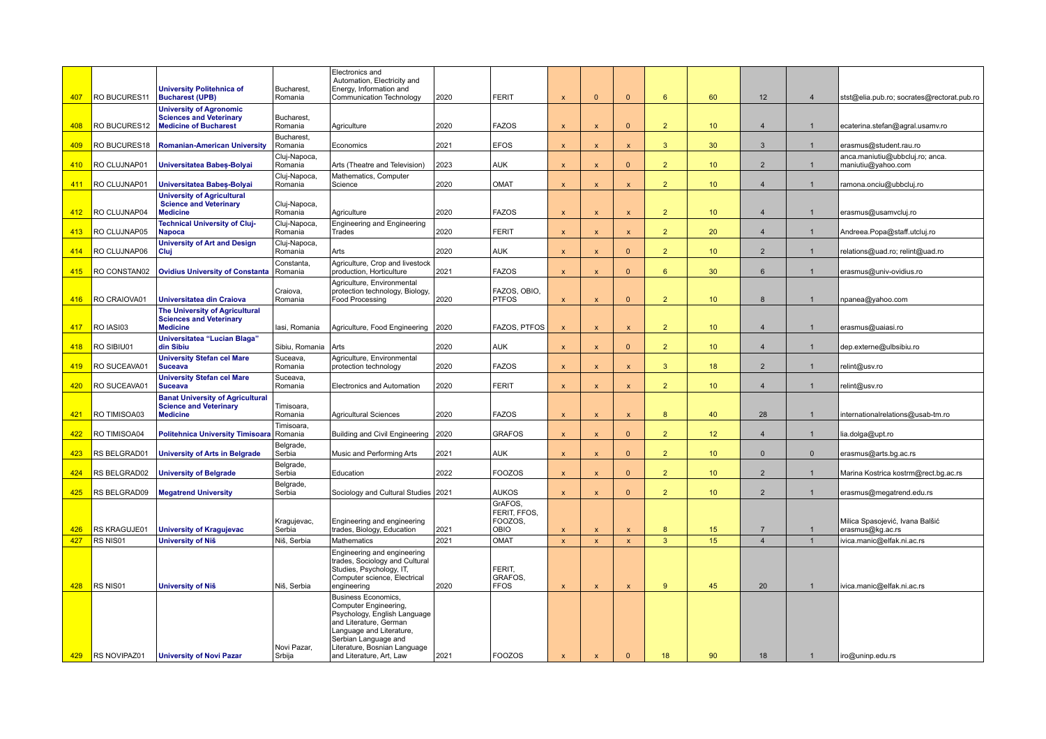| | | | | | | | | | | | | | |
|---|---|---|---|---|---|---|---|---|---|---|---|---|---|
| 407 | RO BUCURES11 | **University Politehnica of Bucharest (UPB)** | Bucharest, Romania | Electronics and Automation, Electricity and Energy, Information and Communication Technology | 2020 | FERIT | x | 0 | 0 | 6 | 60 | 12 | 4 | stst@elia.pub.ro; socrates@rectorat.pub.ro |
| 408 | RO BUCURES12 | **University of Agronomic Sciences and Veterinary Medicine of Bucharest** | Bucharest, Romania | Agriculture | 2020 | FAZOS | x | x | 0 | 2 | 10 | 4 | 1 | ecaterina.stefan@agral.usamv.ro |
| 409 | RO BUCURES18 | **Romanian-American University** | Bucharest, Romania | Economics | 2021 | EFOS | x | x | x | 3 | 30 | 3 | 1 | erasmus@student.rau.ro |
| 410 | RO CLUJNAP01 | **Universitatea Babeş-Bolyai** | Cluj-Napoca, Romania | Arts (Theatre and Television) | 2023 | AUK | x | x | 0 | 2 | 10 | 2 | 1 | anca.maniutiu@ubbcluj.ro; anca.maniutiu@yahoo.com |
| 411 | RO CLUJNAP01 | **Universitatea Babeş-Bolyai** | Cluj-Napoca, Romania | Mathematics, Computer Science | 2020 | OMAT | x | x | x | 2 | 10 | 4 | 1 | ramona.onciu@ubbcluj.ro |
| 412 | RO CLUJNAP04 | **University of Agricultural Science and Veterinary Medicine** | Cluj-Napoca, Romania | Agriculture | 2020 | FAZOS | x | x | x | 2 | 10 | 4 | 1 | erasmus@usamvcluj.ro |
| 413 | RO CLUJNAP05 | **Technical University of Cluj-Napoca** | Cluj-Napoca, Romania | Engineering and Engineering Trades | 2020 | FERIT | x | x | x | 2 | 20 | 4 | 1 | Andreea.Popa@staff.utcluj.ro |
| 414 | RO CLUJNAP06 | **University of Art and Design Cluj** | Cluj-Napoca, Romania | Arts | 2020 | AUK | x | x | 0 | 2 | 10 | 2 | 1 | relations@uad.ro; relint@uad.ro |
| 415 | RO CONSTAN02 | **Ovidius University of Constanta** | Constanta, Romania | Agriculture, Crop and livestock production, Horticulture | 2021 | FAZOS | x | x | 0 | 6 | 30 | 6 | 1 | erasmus@univ-ovidius.ro |
| 416 | RO CRAIOVA01 | **Universitatea din Craiova** | Craiova, Romania | Agriculture, Environmental protection technology, Biology, Food Processing | 2020 | FAZOS, OBIO, PTFOS | x | x | 0 | 2 | 10 | 8 | 1 | npanea@yahoo.com |
| 417 | RO IASI03 | **The University of Agricultural Sciences and Veterinary Medicine** | Iasi, Romania | Agriculture, Food Engineering | 2020 | FAZOS, PTFOS | x | x | x | 2 | 10 | 4 | 1 | erasmus@uaiasi.ro |
| 418 | RO SIBIU01 | **Universitatea "Lucian Blaga" din Sibiu** | Sibiu, Romania | Arts | 2020 | AUK | x | x | 0 | 2 | 10 | 4 | 1 | dep.externe@ulbsibiu.ro |
| 419 | RO SUCEAVA01 | **University Stefan cel Mare Suceava** | Suceava, Romania | Agriculture, Environmental protection technology | 2020 | FAZOS | x | x | x | 3 | 18 | 2 | 1 | relint@usv.ro |
| 420 | RO SUCEAVA01 | **University Stefan cel Mare Suceava** | Suceava, Romania | Electronics and Automation | 2020 | FERIT | x | x | x | 2 | 10 | 4 | 1 | relint@usv.ro |
| 421 | RO TIMISOA03 | **Banat University of Agricultural Science and Veterinary Medicine** | Timisoara, Romania | Agricultural Sciences | 2020 | FAZOS | x | x | x | 8 | 40 | 28 | 1 | internationalrelations@usab-tm.ro |
| 422 | RO TIMISOA04 | **Politehnica University Timisoara** | Timisoara, Romania | Building and Civil Engineering | 2020 | GRAFOS | x | x | 0 | 2 | 12 | 4 | 1 | lia.dolga@upt.ro |
| 423 | RS BELGRAD01 | **University of Arts in Belgrade** | Belgrade, Serbia | Music and Performing Arts | 2021 | AUK | x | x | 0 | 2 | 10 | 0 | 0 | erasmus@arts.bg.ac.rs |
| 424 | RS BELGRAD02 | **University of Belgrade** | Belgrade, Serbia | Education | 2022 | FOOZOS | x | x | 0 | 2 | 10 | 2 | 1 | Marina Kostrica kostrm@rect.bg.ac.rs |
| 425 | RS BELGRAD09 | **Megatrend University** | Belgrade, Serbia | Sociology and Cultural Studies | 2021 | AUKOS | x | x | 0 | 2 | 10 | 2 | 1 | erasmus@megatrend.edu.rs |
| 426 | RS KRAGUJE01 | **University of Kragujevac** | Kragujevac, Serbia | Engineering and engineering trades, Biology, Education | 2021 | GrAFOS, FERIT, FFOS, FOOZOS, OBIO | x | x | x | 8 | 15 | 7 | 1 | Milica Spasojević, Ivana Balšić erasmus@kg.ac.rs |
| 427 | RS NIS01 | **University of Niš** | Niš, Serbia | Mathematics | 2021 | OMAT | x | x | x | 3 | 15 | 4 | 1 | ivica.manic@elfak.ni.ac.rs |
| 428 | RS NIS01 | **University of Niš** | Niš, Serbia | Engineering and engineering trades, Sociology and Cultural Studies, Psychology, IT, Computer science, Electrical engineering | 2020 | FERIT, GRAFOS, FFOS | x | x | x | 9 | 45 | 20 | 1 | ivica.manic@elfak.ni.ac.rs |
| 429 | RS NOVIPAZ01 | **University of Novi Pazar** | Novi Pazar, Srbija | Business Economics, Computer Engineering, Psychology, English Language and Literature, German Language and Literature, Serbian Language and Literature, Bosnian Language and Literature, Art, Law | 2021 | FOOZOS | x | x | 0 | 18 | 90 | 18 | 1 | iro@uninp.edu.rs |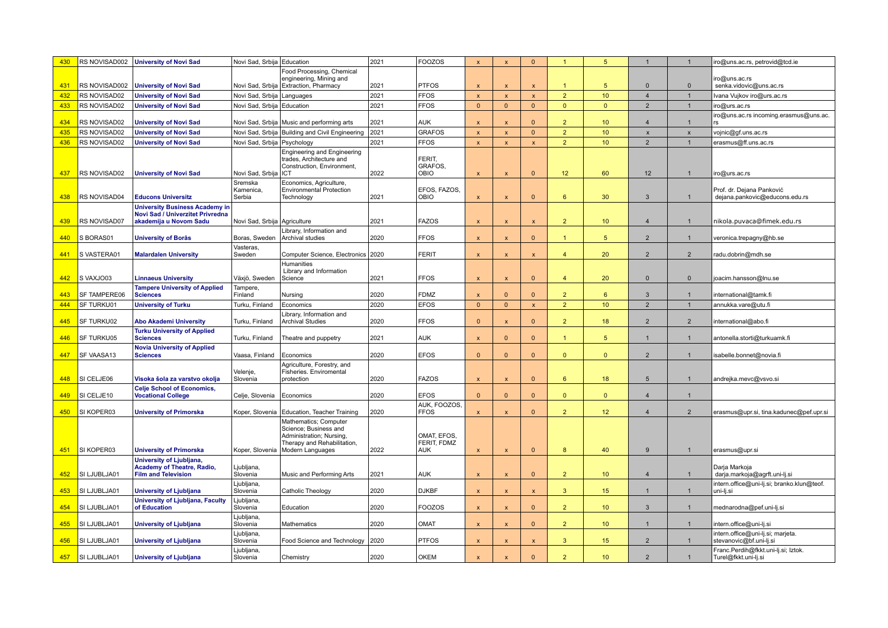| 430 | RS NOVISAD002 | University of Novi Sad | Novi Sad, Srbija | Education | 2021 | FOOZOS | x | x | 0 | 1 | 5 | 1 | 1 | iro@uns.ac.rs, petrovid@tcd.ie |
|---|---|---|---|---|---|---|---|---|---|---|---|---|---|---|
| 431 | RS NOVISAD002 | University of Novi Sad | Novi Sad, Srbija | Food Processing, Chemical engineering, Mining and Extraction, Pharmacy | 2021 | PTFOS | x | x | x | 1 | 5 | 0 | 0 | iro@uns.ac.rs senka.vidovic@uns.ac.rs |
| 432 | RS NOVISAD02 | University of Novi Sad | Novi Sad, Srbija | Languages | 2021 | FFOS | x | x | x | 2 | 10 | 4 | 1 | Ivana Vujkov iro@urs.ac.rs |
| 433 | RS NOVISAD02 | University of Novi Sad | Novi Sad, Srbija | Education | 2021 | FFOS | 0 | 0 | 0 | 0 | 0 | 2 | 1 | iro@urs.ac.rs |
| 434 | RS NOVISAD02 | University of Novi Sad | Novi Sad, Srbija | Music and performing arts | 2021 | AUK | x | x | 0 | 2 | 10 | 4 | 1 | iro@uns.ac.rs incoming.erasmus@uns.ac.rs |
| 435 | RS NOVISAD02 | University of Novi Sad | Novi Sad, Srbija | Building and Civil Engineering | 2021 | GRAFOS | x | x | 0 | 2 | 10 | x | x | vojnic@gf.uns.ac.rs |
| 436 | RS NOVISAD02 | University of Novi Sad | Novi Sad, Srbija | Psychology | 2021 | FFOS | x | x | x | 2 | 10 | 2 | 1 | erasmus@ff.uns.ac.rs |
| 437 | RS NOVISAD02 | University of Novi Sad | Novi Sad, Srbija | Engineering and Engineering trades, Architecture and Construction, Environment, ICT | 2022 | FERIT, GRAFOS, OBIO | x | x | 0 | 12 | 60 | 12 | 1 | iro@urs.ac.rs |
| 438 | RS NOVISAD04 | Educons Universitz | Sremska Kamenica, Serbia | Economics, Agriculture, Environmental Protection Technology | 2021 | EFOS, FAZOS, OBIO | x | x | 0 | 6 | 30 | 3 | 1 | Prof. dr. Dejana Panković dejana.pankovic@educons.edu.rs |
| 439 | RS NOVISAD07 | University Business Academy in Novi Sad / Univerzitet Privredna akademija u Novom Sadu | Novi Sad, Srbija | Agriculture | 2021 | FAZOS | x | x | x | 2 | 10 | 4 | 1 | nikola.puvaca@fimek.edu.rs |
| 440 | S BORAS01 | University of Borås | Boras, Sweden | Library, Information and Archival studies | 2020 | FFOS | x | x | 0 | 1 | 5 | 2 | 1 | veronica.trepagny@hb.se |
| 441 | S VASTERA01 | Malardalen University | Vasteras, Sweden | Computer Science, Electronics | 2020 | FERIT | x | x | x | 4 | 20 | 2 | 2 | radu.dobrin@mdh.se |
| 442 | S VAXJO03 | Linnaeus University | Växjö, Sweden | Humanities Library and Information Science | 2021 | FFOS | x | x | 0 | 4 | 20 | 0 | 0 | joacim.hansson@lnu.se |
| 443 | SF TAMPERE06 | Tampere University of Applied Sciences | Tampere, Finland | Nursing | 2020 | FDMZ | x | 0 | 0 | 2 | 6 | 3 | 1 | international@tamk.fi |
| 444 | SF TURKU01 | University of Turku | Turku, Finland | Economics | 2020 | EFOS | 0 | 0 | x | 2 | 10 | 2 | 1 | annukka.vare@utu.fi |
| 445 | SF TURKU02 | Abo Akademi University | Turku, Finland | Library, Information and Archival Studies | 2020 | FFOS | 0 | x | 0 | 2 | 18 | 2 | 2 | international@abo.fi |
| 446 | SF TURKU05 | Turku University of Applied Sciences | Turku, Finland | Theatre and puppetry | 2021 | AUK | x | 0 | 0 | 1 | 5 | 1 | 1 | antonella.storti@turkuamk.fi |
| 447 | SF VAASA13 | Novia University of Applied Sciences | Vaasa, Finland | Economics | 2020 | EFOS | 0 | 0 | 0 | 0 | 0 | 2 | 1 | isabelle.bonnet@novia.fi |
| 448 | SI CELJE06 | Visoka šola za varstvo okolja | Velenje, Slovenia | Agriculture, Forestry, and Fisheries. Enviromental protection | 2020 | FAZOS | x | x | 0 | 6 | 18 | 5 | 1 | andrejka.mevc@vsvo.si |
| 449 | SI CELJE10 | Celje School of Economics, Vocational College | Celje, Slovenia | Economics | 2020 | EFOS | 0 | 0 | 0 | 0 | 0 | 4 | 1 | |
| 450 | SI KOPER03 | University of Primorska | Koper, Slovenia | Education, Teacher Training | 2020 | AUK, FOOZOS, FFOS | x | x | 0 | 2 | 12 | 4 | 2 | erasmus@upr.si, tina.kadunec@pef.upr.si |
| 451 | SI KOPER03 | University of Primorska | Koper, Slovenia | Mathematics; Computer Science; Business and Administration; Nursing, Therapy and Rehabilitation, Modern Languages | 2022 | OMAT, EFOS, FERIT, FDMZ AUK | x | x | 0 | 8 | 40 | 9 | 1 | erasmus@upr.si |
| 452 | SI LJUBLJA01 | University of Ljubljana, Academy of Theatre, Radio, Film and Television | Ljubljana, Slovenia | Music and Performing Arts | 2021 | AUK | x | x | 0 | 2 | 10 | 4 | 1 | Darja Markoja darja.markoja@agrft.uni-lj.si |
| 453 | SI LJUBLJA01 | University of Ljubljana | Ljubljana, Slovenia | Catholic Theology | 2020 | DJKBF | x | x | x | 3 | 15 | 1 | 1 | intern.office@uni-lj.si; branko.klun@teof.uni-lj.si |
| 454 | SI LJUBLJA01 | University of Ljubljana, Faculty of Education | Ljubljana, Slovenia | Education | 2020 | FOOZOS | x | x | 0 | 2 | 10 | 3 | 1 | mednarodna@pef.uni-lj.si |
| 455 | SI LJUBLJA01 | University of Ljubljana | Ljubljana, Slovenia | Mathematics | 2020 | OMAT | x | x | 0 | 2 | 10 | 1 | 1 | intern.office@uni-lj.si |
| 456 | SI LJUBLJA01 | University of Ljubljana | Ljubljana, Slovenia | Food Science and Technology | 2020 | PTFOS | x | x | x | 3 | 15 | 2 | 1 | intern.office@uni-lj.si; marjeta.stevanovic@bf.uni-lj.si |
| 457 | SI LJUBLJA01 | University of Ljubljana | Ljubljana, Slovenia | Chemistry | 2020 | OKEM | x | x | 0 | 2 | 10 | 2 | 1 | Franc.Perdih@fkkt.uni-lj.si; Iztok.Turel@fkkt.uni-lj.si |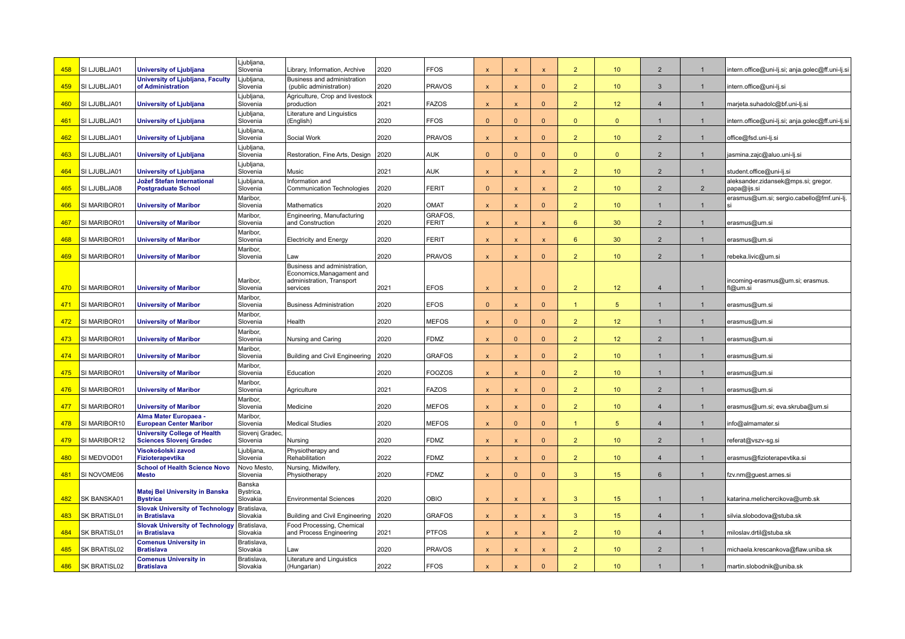| 458 | SI LJUBLJA01 | **University of Ljubljana** | Ljubljana, Slovenia | Library, Information, Archive | 2020 | FFOS | x | x | x | 2 | 10 | 2 | 1 | intern.office@uni-lj.si; anja.golec@ff.uni-lj.si |
|---|---|---|---|---|---|---|---|---|---|---|---|---|---|---|
| 459 | SI LJUBLJA01 | **University of Ljubljana, Faculty of Administration** | Ljubljana, Slovenia | Business and administration (public administration) | 2020 | PRAVOS | x | x | 0 | 2 | 10 | 3 | 1 | intern.office@uni-lj.si |
| 460 | SI LJUBLJA01 | **University of Ljubljana** | Ljubljana, Slovenia | Agriculture, Crop and livestock production | 2021 | FAZOS | x | x | 0 | 2 | 12 | 4 | 1 | marjeta.suhadolc@bf.uni-lj.si |
| 461 | SI LJUBLJA01 | **University of Ljubljana** | Ljubljana, Slovenia | Literature and Linguistics (English) | 2020 | FFOS | 0 | 0 | 0 | 0 | 0 | 1 | 1 | intern.office@uni-lj.si; anja.golec@ff.uni-lj.si |
| 462 | SI LJUBLJA01 | **University of Ljubljana** | Ljubljana, Slovenia | Social Work | 2020 | PRAVOS | x | x | 0 | 2 | 10 | 2 | 1 | office@fsd.uni-lj.si |
| 463 | SI LJUBLJA01 | **University of Ljubljana** | Ljubljana, Slovenia | Restoration, Fine Arts, Design | 2020 | AUK | 0 | 0 | 0 | 0 | 0 | 2 | 1 | jasmina.zajc@aluo.uni-lj.si |
| 464 | SI LJUBLJA01 | **University of Ljubljana** | Ljubljana, Slovenia | Music | 2021 | AUK | x | x | x | 2 | 10 | 2 | 1 | student.office@uni-lj.si |
| 465 | SI LJUBLJA08 | **Jožef Stefan International Postgraduate School** | Ljubljana, Slovenia | Information and Communication Technologies | 2020 | FERIT | 0 | x | x | 2 | 10 | 2 | 2 | aleksander.zidansek@mps.si; gregor.papa@ijs.si |
| 466 | SI MARIBOR01 | **University of Maribor** | Maribor, Slovenia | Mathematics | 2020 | OMAT | x | x | 0 | 2 | 10 | 1 | 1 | erasmus@um.si; sergio.cabello@fmf.uni-lj.si |
| 467 | SI MARIBOR01 | **University of Maribor** | Maribor, Slovenia | Engineering, Manufacturing and Construction | 2020 | GRAFOS, FERIT | x | x | x | 6 | 30 | 2 | 1 | erasmus@um.si |
| 468 | SI MARIBOR01 | **University of Maribor** | Maribor, Slovenia | Electricity and Energy | 2020 | FERIT | x | x | x | 6 | 30 | 2 | 1 | erasmus@um.si |
| 469 | SI MARIBOR01 | **University of Maribor** | Maribor, Slovenia | Law | 2020 | PRAVOS | x | x | 0 | 2 | 10 | 2 | 1 | rebeka.livic@um.si |
| 470 | SI MARIBOR01 | **University of Maribor** | Maribor, Slovenia | Business and administration, Economics,Managament and administration, Transport services | 2021 | EFOS | x | x | 0 | 2 | 12 | 4 | 1 | incoming-erasmus@um.si; erasmus.fl@um.si |
| 471 | SI MARIBOR01 | **University of Maribor** | Maribor, Slovenia | Business Administration | 2020 | EFOS | 0 | x | 0 | 1 | 5 | 1 | 1 | erasmus@um.si |
| 472 | SI MARIBOR01 | **University of Maribor** | Maribor, Slovenia | Health | 2020 | MEFOS | x | 0 | 0 | 2 | 12 | 1 | 1 | erasmus@um.si |
| 473 | SI MARIBOR01 | **University of Maribor** | Maribor, Slovenia | Nursing and Caring | 2020 | FDMZ | x | 0 | 0 | 2 | 12 | 2 | 1 | erasmus@um.si |
| 474 | SI MARIBOR01 | **University of Maribor** | Maribor, Slovenia | Building and Civil Engineering | 2020 | GRAFOS | x | x | 0 | 2 | 10 | 1 | 1 | erasmus@um.si |
| 475 | SI MARIBOR01 | **University of Maribor** | Maribor, Slovenia | Education | 2020 | FOOZOS | x | x | 0 | 2 | 10 | 1 | 1 | erasmus@um.si |
| 476 | SI MARIBOR01 | **University of Maribor** | Maribor, Slovenia | Agriculture | 2021 | FAZOS | x | x | 0 | 2 | 10 | 2 | 1 | erasmus@um.si |
| 477 | SI MARIBOR01 | **University of Maribor** | Maribor, Slovenia | Medicine | 2020 | MEFOS | x | x | 0 | 2 | 10 | 4 | 1 | erasmus@um.si; eva.skruba@um.si |
| 478 | SI MARIBOR10 | **Alma Mater Europaea - European Center Maribor** | Maribor, Slovenia | Medical Studies | 2020 | MEFOS | x | 0 | 0 | 1 | 5 | 4 | 1 | info@almamater.si |
| 479 | SI MARIBOR12 | **University College of Health Sciences Slovenj Gradec** | Slovenj Gradec, Slovenia | Nursing | 2020 | FDMZ | x | x | 0 | 2 | 10 | 2 | 1 | referat@vszv-sg.si |
| 480 | SI MEDVOD01 | **Visokošolski zavod Fizioterapevtika** | Ljubljana, Slovenia | Physiotherapy and Rehabilitation | 2022 | FDMZ | x | x | 0 | 2 | 10 | 4 | 1 | erasmus@fizioterapevtika.si |
| 481 | SI NOVOME06 | **School of Health Science Novo Mesto** | Novo Mesto, Slovenia | Nursing, Midwifery, Physiotherapy | 2020 | FDMZ | x | 0 | 0 | 3 | 15 | 6 | 1 | fzv.nm@guest.arnes.si |
| 482 | SK BANSKA01 | **Matej Bel University in Banska Bystrica** | Banska Bystrica, Slovakia | Environmental Sciences | 2020 | OBIO | x | x | x | 3 | 15 | 1 | 1 | katarina.melichercikova@umb.sk |
| 483 | SK BRATISL01 | **Slovak University of Technology in Bratislava** | Bratislava, Slovakia | Building and Civil Engineering | 2020 | GRAFOS | x | x | x | 3 | 15 | 4 | 1 | silvia.slobodova@stuba.sk |
| 484 | SK BRATISL01 | **Slovak University of Technology in Bratislava** | Bratislava, Slovakia | Food Processing, Chemical and Process Engineering | 2021 | PTFOS | x | x | x | 2 | 10 | 4 | 1 | miloslav.drtil@stuba.sk |
| 485 | SK BRATISL02 | **Comenus University in Bratislava** | Bratislava, Slovakia | Law | 2020 | PRAVOS | x | x | x | 2 | 10 | 2 | 1 | michaela.krescankova@flaw.uniba.sk |
| 486 | SK BRATISL02 | **Comenus University in Bratislava** | Bratislava, Slovakia | Literature and Linguistics (Hungarian) | 2022 | FFOS | x | x | 0 | 2 | 10 | 1 | 1 | martin.slobodnik@uniba.sk |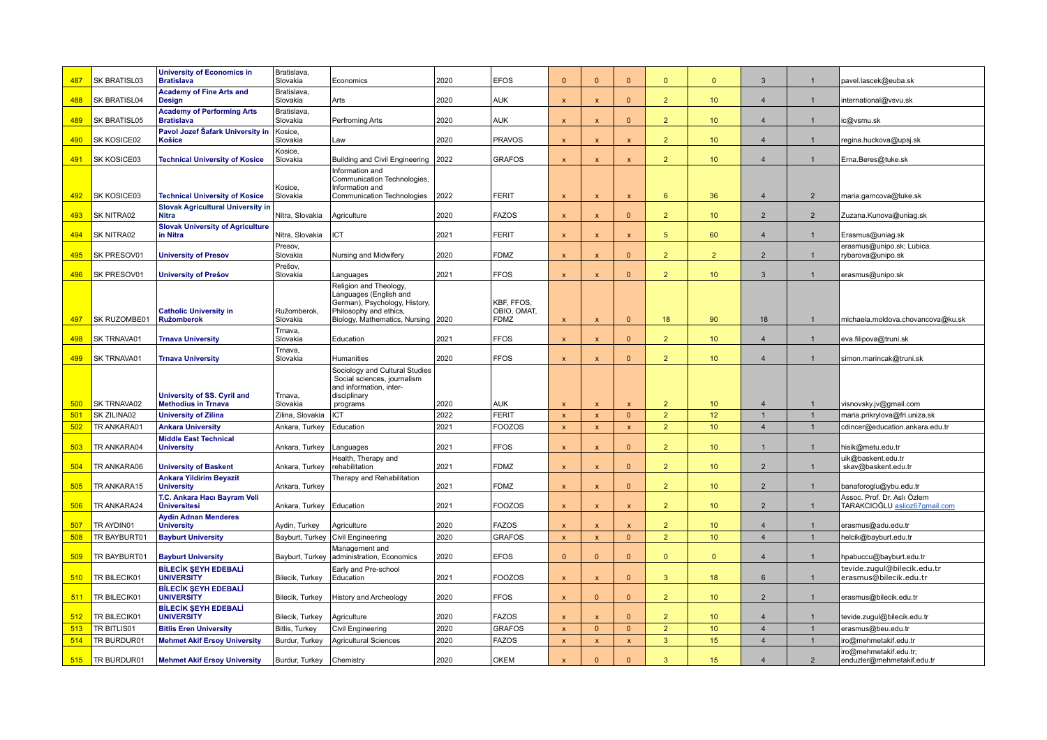| 487 | SK BRATISL03 | University of Economics in Bratislava | Bratislava, Slovakia | Economics | 2020 | EFOS | 0 | 0 | 0 | 0 | 0 | 3 | 1 | pavel.lascek@euba.sk |
|---|---|---|---|---|---|---|---|---|---|---|---|---|---|---|
| 488 | SK BRATISL04 | Academy of Fine Arts and Design | Bratislava, Slovakia | Arts | 2020 | AUK | x | x | 0 | 2 | 10 | 4 | 1 | international@vsvu.sk |
| 489 | SK BRATISL05 | Academy of Performing Arts Bratislava | Bratislava, Slovakia | Perfroming Arts | 2020 | AUK | x | x | 0 | 2 | 10 | 4 | 1 | ic@vsmu.sk |
| 490 | SK KOSICE02 | Pavol Jozef Šafark University in Košice | Kosice, Slovakia | Law | 2020 | PRAVOS | x | x | x | 2 | 10 | 4 | 1 | regina.huckova@upsj.sk |
| 491 | SK KOSICE03 | Technical University of Kosice | Kosice, Slovakia | Building and Civil Engineering | 2022 | GRAFOS | x | x | x | 2 | 10 | 4 | 1 | Erna.Beres@tuke.sk |
| 492 | SK KOSICE03 | Technical University of Kosice | Kosice, Slovakia | Information and Communication Technologies, Information and Communication Technologies | 2022 | FERIT | x | x | x | 6 | 36 | 4 | 2 | maria.gamcova@tuke.sk |
| 493 | SK NITRA02 | Slovak Agricultural University in Nitra | Nitra, Slovakia | Agriculture | 2020 | FAZOS | x | x | 0 | 2 | 10 | 2 | 2 | Zuzana.Kunova@uniag.sk |
| 494 | SK NITRA02 | Slovak University of Agriculture in Nitra | Nitra, Slovakia | ICT | 2021 | FERIT | x | x | x | 5 | 60 | 4 | 1 | Erasmus@uniag.sk |
| 495 | SK PRESOV01 | University of Presov | Presov, Slovakia | Nursing and Midwifery | 2020 | FDMZ | x | x | 0 | 2 | 2 | 2 | 1 | erasmus@unipo.sk; Lubica.rybarova@unipo.sk |
| 496 | SK PRESOV01 | University of Prešov | Prešov, Slovakia | Languages | 2021 | FFOS | x | x | 0 | 2 | 10 | 3 | 1 | erasmus@unipo.sk |
| 497 | SK RUZOMBE01 | Catholic University in Ružomberok | Ružomberok, Slovakia | Religion and Theology, Languages (English and German), Psychology, History, Philosophy and ethics, Biology, Mathematics, Nursing | 2020 | KBF, FFOS, OBIO, OMAT, FDMZ | x | x | 0 | 18 | 90 | 18 | 1 | michaela.moldova.chovancova@ku.sk |
| 498 | SK TRNAVA01 | Trnava University | Trnava, Slovakia | Education | 2021 | FFOS | x | x | 0 | 2 | 10 | 4 | 1 | eva.filipova@truni.sk |
| 499 | SK TRNAVA01 | Trnava University | Trnava, Slovakia | Humanities | 2020 | FFOS | x | x | 0 | 2 | 10 | 4 | 1 | simon.marincak@truni.sk |
| 500 | SK TRNAVA02 | University of SS. Cyril and Methodius in Trnava | Trnava, Slovakia | Sociology and Cultural Studies Social sciences, journalism and information, inter-disciplinary programs | 2020 | AUK | x | x | x | 2 | 10 | 4 | 1 | visnovsky.jv@gmail.com |
| 501 | SK ZILINA02 | University of Zilina | Zilina, Slovakia | ICT | 2022 | FERIT | x | x | 0 | 2 | 12 | 1 | 1 | maria.prikrylova@fri.uniza.sk |
| 502 | TR ANKARA01 | Ankara University | Ankara, Turkey | Education | 2021 | FOOZOS | x | x | x | 2 | 10 | 4 | 1 | cdincer@education.ankara.edu.tr |
| 503 | TR ANKARA04 | Middle East Technical University | Ankara, Turkey | Languages | 2021 | FFOS | x | x | 0 | 2 | 10 | 1 | 1 | hisik@metu.edu.tr |
| 504 | TR ANKARA06 | University of Baskent | Ankara, Turkey | Health, Therapy and rehabilitation | 2021 | FDMZ | x | x | 0 | 2 | 10 | 2 | 1 | uik@baskent.edu.tr skav@baskent.edu.tr |
| 505 | TR ANKARA15 | Ankara Yildirim Beyazit University | Ankara, Turkey | Therapy and Rehabilitation | 2021 | FDMZ | x | x | 0 | 2 | 10 | 2 | 1 | banaforoglu@ybu.edu.tr |
| 506 | TR ANKARA24 | T.C. Ankara Hacı Bayram Veli Üniversitesi | Ankara, Turkey | Education | 2021 | FOOZOS | x | x | x | 2 | 10 | 2 | 1 | Assoc. Prof. Dr. Aslı Özlem TARAKCIOĞLU aslioz67gmail.com |
| 507 | TR AYDIN01 | Aydin Adnan Menderes University | Aydin, Turkey | Agriculture | 2020 | FAZOS | x | x | x | 2 | 10 | 4 | 1 | erasmus@adu.edu.tr |
| 508 | TR BAYBURT01 | Bayburt University | Bayburt, Turkey | Civil Engineering | 2020 | GRAFOS | x | x | 0 | 2 | 10 | 4 | 1 | helcik@bayburt.edu.tr |
| 509 | TR BAYBURT01 | Bayburt University | Bayburt, Turkey | Management and administration, Economics | 2020 | EFOS | 0 | 0 | 0 | 0 | 0 | 4 | 1 | hpabuccu@bayburt.edu.tr |
| 510 | TR BILECIK01 | BİLECİK ŞEYH EDEBALİ UNIVERSITY | Bilecik, Turkey | Early and Pre-school Education | 2021 | FOOZOS | x | x | 0 | 3 | 18 | 6 | 1 | tevide.zugul@bilecik.edu.tr erasmus@bilecik.edu.tr |
| 511 | TR BILECIK01 | BİLECİK ŞEYH EDEBALİ UNIVERSITY | Bilecik, Turkey | History and Archeology | 2020 | FFOS | x | 0 | 0 | 2 | 10 | 2 | 1 | erasmus@bilecik.edu.tr |
| 512 | TR BILECIK01 | BİLECİK ŞEYH EDEBALİ UNIVERSITY | Bilecik, Turkey | Agriculture | 2020 | FAZOS | x | x | 0 | 2 | 10 | 4 | 1 | tevide.zugul@bilecik.edu.tr |
| 513 | TR BITLIS01 | Bitlis Eren University | Bitlis, Turkey | Civil Engineering | 2020 | GRAFOS | x | 0 | 0 | 2 | 10 | 4 | 1 | erasmus@beu.edu.tr |
| 514 | TR BURDUR01 | Mehmet Akif Ersoy University | Burdur, Turkey | Agricultural Sciences | 2020 | FAZOS | x | x | x | 3 | 15 | 4 | 1 | iro@mehmetakif.edu.tr |
| 515 | TR BURDUR01 | Mehmet Akif Ersoy University | Burdur, Turkey | Chemistry | 2020 | OKEM | x | 0 | 0 | 3 | 15 | 4 | 2 | iro@mehmetakif.edu.tr; enduzler@mehmetakif.edu.tr |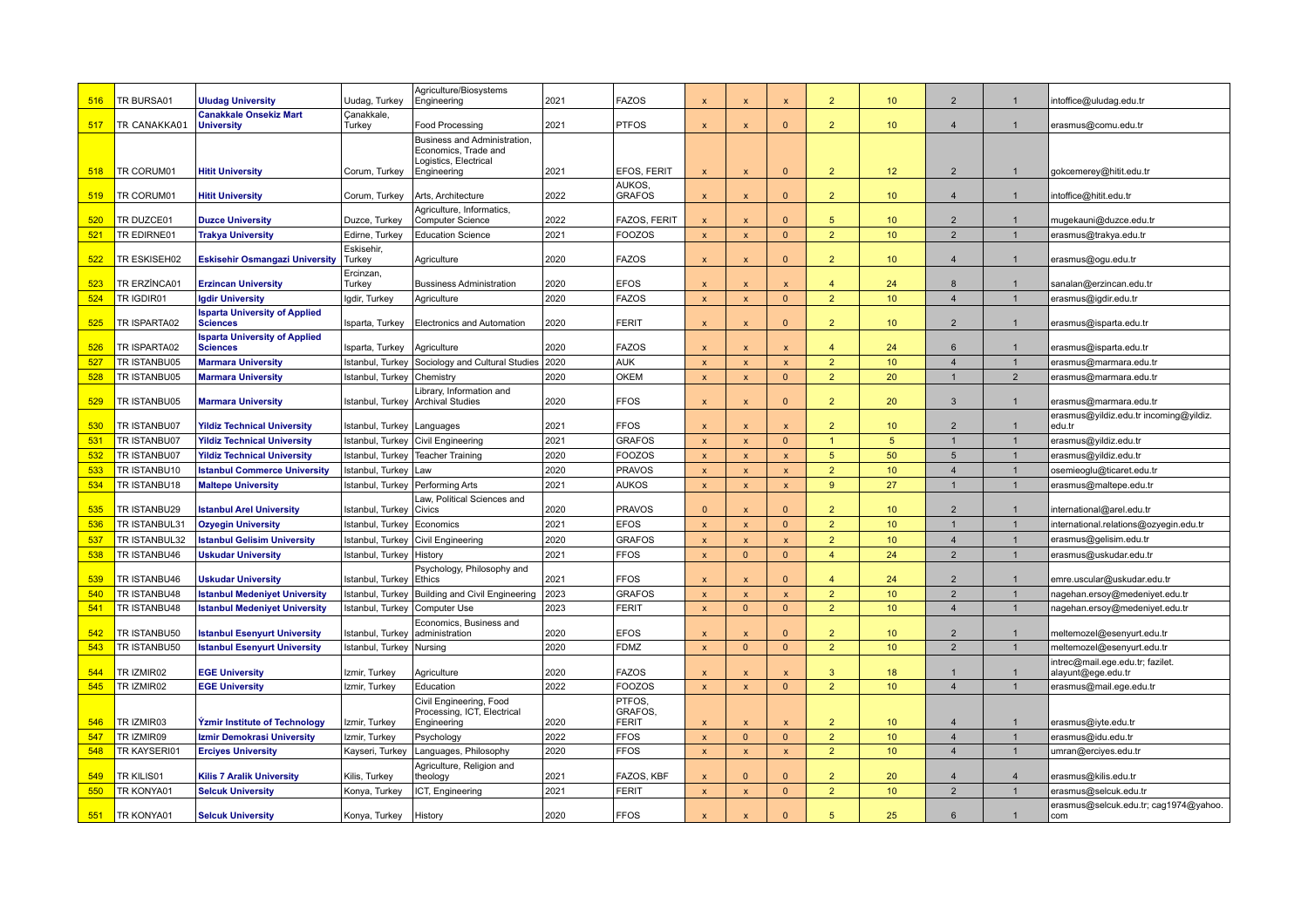| 516 | TR BURSA01 | **Uludag University** | Uudag, Turkey | Agriculture/Biosystems Engineering | 2021 | FAZOS | x | x | x | 2 | 10 | 2 | 1 | intoffice@uludag.edu.tr |
|---|---|---|---|---|---|---|---|---|---|---|---|---|---|---|
| 517 | TR CANAKKA01 | **Canakkale Onsekiz Mart University** | Çanakkale, Turkey | Food Processing | 2021 | PTFOS | x | x | 0 | 2 | 10 | 4 | 1 | erasmus@comu.edu.tr |
| 518 | TR CORUM01 | **Hitit University** | Corum, Turkey | Business and Administration, Economics, Trade and Logistics, Electrical Engineering | 2021 | EFOS, FERIT | x | x | 0 | 2 | 12 | 2 | 1 | gokcemerey@hitit.edu.tr |
| 519 | TR CORUM01 | **Hitit University** | Corum, Turkey | Arts, Architecture | 2022 | AUKOS, GRAFOS | x | x | 0 | 2 | 10 | 4 | 1 | intoffice@hitit.edu.tr |
| 520 | TR DUZCE01 | **Duzce University** | Duzce, Turkey | Agriculture, Informatics, Computer Science | 2022 | FAZOS, FERIT | x | x | 0 | 5 | 10 | 2 | 1 | mugekauni@duzce.edu.tr |
| 521 | TR EDIRNE01 | **Trakya University** | Edirne, Turkey | Education Science | 2021 | FOOZOS | x | x | 0 | 2 | 10 | 2 | 1 | erasmus@trakya.edu.tr |
| 522 | TR ESKISEH02 | **Eskisehir Osmangazi University** | Eskisehir, Turkey | Agriculture | 2020 | FAZOS | x | x | 0 | 2 | 10 | 4 | 1 | erasmus@ogu.edu.tr |
| 523 | TR ERZİNCA01 | **Erzincan University** | Ercinzan, Turkey | Bussiness Administration | 2020 | EFOS | x | x | x | 4 | 24 | 8 | 1 | sanalan@erzincan.edu.tr |
| 524 | TR IGDIR01 | **Igdir University** | Igdir, Turkey | Agriculture | 2020 | FAZOS | x | x | 0 | 2 | 10 | 4 | 1 | erasmus@igdir.edu.tr |
| 525 | TR ISPARTA02 | **Isparta University of Applied Sciences** | Isparta, Turkey | Electronics and Automation | 2020 | FERIT | x | x | 0 | 2 | 10 | 2 | 1 | erasmus@isparta.edu.tr |
| 526 | TR ISPARTA02 | **Isparta University of Applied Sciences** | Isparta, Turkey | Agriculture | 2020 | FAZOS | x | x | x | 4 | 24 | 6 | 1 | erasmus@isparta.edu.tr |
| 527 | TR ISTANBU05 | **Marmara University** | Istanbul, Turkey | Sociology and Cultural Studies | 2020 | AUK | x | x | x | 2 | 10 | 4 | 1 | erasmus@marmara.edu.tr |
| 528 | TR ISTANBU05 | **Marmara University** | Istanbul, Turkey | Chemistry | 2020 | OKEM | x | x | 0 | 2 | 20 | 1 | 2 | erasmus@marmara.edu.tr |
| 529 | TR ISTANBU05 | **Marmara University** | Istanbul, Turkey | Library, Information and Archival Studies | 2020 | FFOS | x | x | 0 | 2 | 20 | 3 | 1 | erasmus@marmara.edu.tr |
| 530 | TR ISTANBU07 | **Yildiz Technical University** | Istanbul, Turkey | Languages | 2021 | FFOS | x | x | x | 2 | 10 | 2 | 1 | erasmus@yildiz.edu.tr incoming@yildiz.edu.tr |
| 531 | TR ISTANBU07 | **Yildiz Technical University** | Istanbul, Turkey | Civil Engineering | 2021 | GRAFOS | x | x | 0 | 1 | 5 | 1 | 1 | erasmus@yildiz.edu.tr |
| 532 | TR ISTANBU07 | **Yildiz Technical University** | Istanbul, Turkey | Teacher Training | 2020 | FOOZOS | x | x | x | 5 | 50 | 5 | 1 | erasmus@yildiz.edu.tr |
| 533 | TR ISTANBU10 | **Istanbul Commerce University** | Istanbul, Turkey | Law | 2020 | PRAVOS | x | x | x | 2 | 10 | 4 | 1 | osemieoglu@ticaret.edu.tr |
| 534 | TR ISTANBU18 | **Maltepe University** | Istanbul, Turkey | Performing Arts | 2021 | AUKOS | x | x | x | 9 | 27 | 1 | 1 | erasmus@maltepe.edu.tr |
| 535 | TR ISTANBU29 | **Istanbul Arel University** | Istanbul, Turkey | Law, Political Sciences and Civics | 2020 | PRAVOS | 0 | x | 0 | 2 | 10 | 2 | 1 | international@arel.edu.tr |
| 536 | TR ISTANBUL31 | **Ozyegin University** | Istanbul, Turkey | Economics | 2021 | EFOS | x | x | 0 | 2 | 10 | 1 | 1 | international.relations@ozyegin.edu.tr |
| 537 | TR ISTANBUL32 | **Istanbul Gelisim University** | Istanbul, Turkey | Civil Engineering | 2020 | GRAFOS | x | x | x | 2 | 10 | 4 | 1 | erasmus@gelisim.edu.tr |
| 538 | TR ISTANBU46 | **Uskudar University** | Istanbul, Turkey | History | 2021 | FFOS | x | 0 | 0 | 4 | 24 | 2 | 1 | erasmus@uskudar.edu.tr |
| 539 | TR ISTANBU46 | **Uskudar University** | Istanbul, Turkey | Psychology, Philosophy and Ethics | 2021 | FFOS | x | x | 0 | 4 | 24 | 2 | 1 | emre.uscular@uskudar.edu.tr |
| 540 | TR ISTANBU48 | **Istanbul Medeniyet University** | Istanbul, Turkey | Building and Civil Engineering | 2023 | GRAFOS | x | x | x | 2 | 10 | 2 | 1 | nagehan.ersoy@medeniyet.edu.tr |
| 541 | TR ISTANBU48 | **Istanbul Medeniyet University** | Istanbul, Turkey | Computer Use | 2023 | FERIT | x | 0 | 0 | 2 | 10 | 4 | 1 | nagehan.ersoy@medeniyet.edu.tr |
| 542 | TR ISTANBU50 | **Istanbul Esenyurt University** | Istanbul, Turkey | Economics, Business and administration | 2020 | EFOS | x | x | 0 | 2 | 10 | 2 | 1 | meltemozel@esenyurt.edu.tr |
| 543 | TR ISTANBU50 | **Istanbul Esenyurt University** | Istanbul, Turkey | Nursing | 2020 | FDMZ | x | 0 | 0 | 2 | 10 | 2 | 1 | meltemozel@esenyurt.edu.tr |
| 544 | TR IZMIR02 | **EGE University** | Izmir, Turkey | Agriculture | 2020 | FAZOS | x | x | x | 3 | 18 | 1 | 1 | intrec@mail.ege.edu.tr; fazilet.alayunt@ege.edu.tr |
| 545 | TR IZMIR02 | **EGE University** | Izmir, Turkey | Education | 2022 | FOOZOS | x | x | 0 | 2 | 10 | 4 | 1 | erasmus@mail.ege.edu.tr |
| 546 | TR IZMIR03 | **Ýzmir Institute of Technology** | Izmir, Turkey | Civil Engineering, Food Processing, ICT, Electrical Engineering | 2020 | PTFOS, GRAFOS, FERIT | x | x | x | 2 | 10 | 4 | 1 | erasmus@iyte.edu.tr |
| 547 | TR IZMIR09 | **Izmir Demokrasi University** | Izmir, Turkey | Psychology | 2022 | FFOS | x | 0 | 0 | 2 | 10 | 4 | 1 | erasmus@idu.edu.tr |
| 548 | TR KAYSERI01 | **Erciyes University** | Kayseri, Turkey | Languages, Philosophy | 2020 | FFOS | x | x | x | 2 | 10 | 4 | 1 | umran@erciyes.edu.tr |
| 549 | TR KILIS01 | **Kilis 7 Aralik University** | Kilis, Turkey | Agriculture, Religion and theology | 2021 | FAZOS, KBF | x | 0 | 0 | 2 | 20 | 4 | 4 | erasmus@kilis.edu.tr |
| 550 | TR KONYA01 | **Selcuk University** | Konya, Turkey | ICT, Engineering | 2021 | FERIT | x | x | 0 | 2 | 10 | 2 | 1 | erasmus@selcuk.edu.tr |
| 551 | TR KONYA01 | **Selcuk University** | Konya, Turkey | History | 2020 | FFOS | x | x | 0 | 5 | 25 | 6 | 1 | erasmus@selcuk.edu.tr; cag1974@yahoo.com |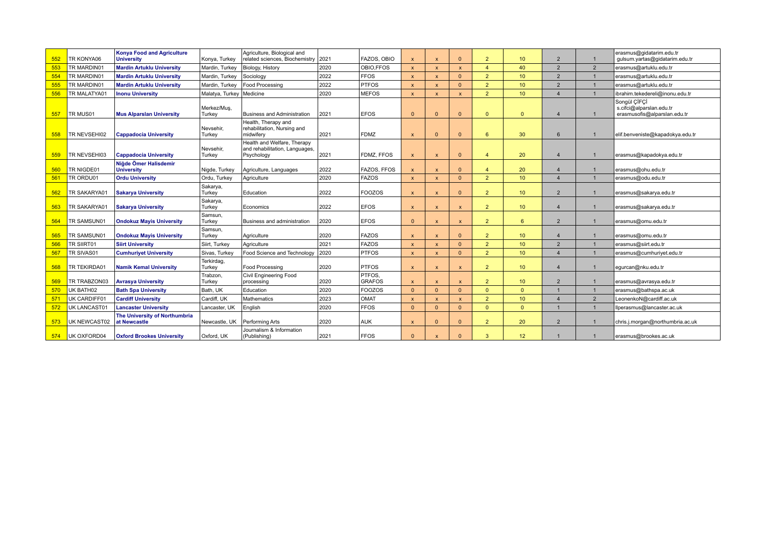| | | | | | | | | | | | | | | |
|---|---|---|---|---|---|---|---|---|---|---|---|---|---|---|
| 552 | TR KONYA06 | **Konya Food and Agriculture University** | Konya, Turkey | Agriculture, Biological and related sciences, Biochemistry | 2021 | FAZOS, OBIO | x | x | 0 | 2 | 10 | 2 | 1 | erasmus@gidatarim.edu.tr gulsum.yartas@gidatarim.edu.tr |
| 553 | TR MARDIN01 | **Mardin Artuklu University** | Mardin, Turkey | Biology, History | 2020 | OBIO,FFOS | x | x | x | 4 | 40 | 2 | 2 | erasmus@artuklu.edu.tr |
| 554 | TR MARDIN01 | **Mardin Artuklu University** | Mardin, Turkey | Sociology | 2022 | FFOS | x | x | 0 | 2 | 10 | 2 | 1 | erasmus@artuklu.edu.tr |
| 555 | TR MARDIN01 | **Mardin Artuklu University** | Mardin, Turkey | Food Processing | 2022 | PTFOS | x | x | 0 | 2 | 10 | 2 | 1 | erasmus@artuklu.edu.tr |
| 556 | TR MALATYA01 | **Inonu University** | Malatya, Turkey | Medicine | 2020 | MEFOS | x | x | x | 2 | 10 | 4 | 1 | ibrahim.tekedereli@inonu.edu.tr |
| 557 | TR MUS01 | **Mus Alparslan University** | Merkez/Muş, Turkey | Business and Administration | 2021 | EFOS | 0 | 0 | 0 | 0 | 0 | 4 | 1 | Songül ÇİFÇİ s.cifci@alparslan.edu.tr erasmusofis@alparslan.edu.tr |
| 558 | TR NEVSEHI02 | **Cappadocia University** | Nevsehir, Turkey | Health, Therapy and rehabilitation, Nursing and midwifery | 2021 | FDMZ | x | 0 | 0 | 6 | 30 | 6 | 1 | elif.benveniste@kapadokya.edu.tr |
| 559 | TR NEVSEHI03 | **Cappadocia University** | Nevsehir, Turkey | Health and Welfare, Therapy and rehabilitation, Languages, Psychology | 2021 | FDMZ, FFOS | x | x | 0 | 4 | 20 | 4 | 1 | erasmus@kapadokya.edu.tr |
| 560 | TR NIGDE01 | **Niğde Ömer Halisdemir University** | Nigde, Turkey | Agriculture, Languages | 2022 | FAZOS, FFOS | x | x | 0 | 4 | 20 | 4 | 1 | erasmus@ohu.edu.tr |
| 561 | TR ORDU01 | **Ordu University** | Ordu, Turkey | Agriculture | 2020 | FAZOS | x | x | 0 | 2 | 10 | 4 | 1 | erasmus@odu.edu.tr |
| 562 | TR SAKARYA01 | **Sakarya University** | Sakarya, Turkey | Education | 2022 | FOOZOS | x | x | 0 | 2 | 10 | 2 | 1 | erasmus@sakarya.edu.tr |
| 563 | TR SAKARYA01 | **Sakarya University** | Sakarya, Turkey | Economics | 2022 | EFOS | x | x | x | 2 | 10 | 4 | 1 | erasmus@sakarya.edu.tr |
| 564 | TR SAMSUN01 | **Ondokuz Mayis University** | Samsun, Turkey | Business and administration | 2020 | EFOS | 0 | x | x | 2 | 6 | 2 | 1 | erasmus@omu.edu.tr |
| 565 | TR SAMSUN01 | **Ondokuz Mayis University** | Samsun, Turkey | Agriculture | 2020 | FAZOS | x | x | 0 | 2 | 10 | 4 | 1 | erasmus@omu.edu.tr |
| 566 | TR SIIRT01 | **Siirt University** | Siirt, Turkey | Agriculture | 2021 | FAZOS | x | x | 0 | 2 | 10 | 2 | 1 | erasmus@siirt.edu.tr |
| 567 | TR SIVAS01 | **Cumhuriyet University** | Sivas, Turkey | Food Science and Technology | 2020 | PTFOS | x | x | 0 | 2 | 10 | 4 | 1 | erasmus@cumhuriyet.edu.tr |
| 568 | TR TEKIRDA01 | **Namik Kemal University** | Terkirdag, Turkey | Food Processing | 2020 | PTFOS | x | x | x | 2 | 10 | 4 | 1 | egurcan@nku.edu.tr |
| 569 | TR TRABZON03 | **Avrasya University** | Trabzon, Turkey | Civil Engineering Food processing | 2020 | PTFOS, GRAFOS | x | x | x | 2 | 10 | 2 | 1 | erasmus@avrasya.edu.tr |
| 570 | UK BATH02 | **Bath Spa University** | Bath, UK | Education | 2020 | FOOZOS | 0 | 0 | 0 | 0 | 0 | 1 | 1 | erasmus@bathspa.ac.uk |
| 571 | UK CARDIFF01 | **Cardiff University** | Cardiff, UK | Mathematics | 2023 | OMAT | x | x | x | 2 | 10 | 4 | 2 | LeonenkoN@cardiff.ac.uk |
| 572 | UK LANCAST01 | **Lancaster University** | Lancaster, UK | English | 2020 | FFOS | 0 | 0 | 0 | 0 | 0 | 1 | 1 | llperasmus@lancaster.ac.uk |
| 573 | UK NEWCAST02 | **The University of Northumbria at Newcastle** | Newcastle, UK | Performing Arts | 2020 | AUK | x | 0 | 0 | 2 | 20 | 2 | 1 | chris.j.morgan@northumbria.ac.uk |
| 574 | UK OXFORD04 | **Oxford Brookes University** | Oxford, UK | Journalism & Information (Publishing) | 2021 | FFOS | 0 | x | 0 | 3 | 12 | 1 | 1 | erasmus@brookes.ac.uk |